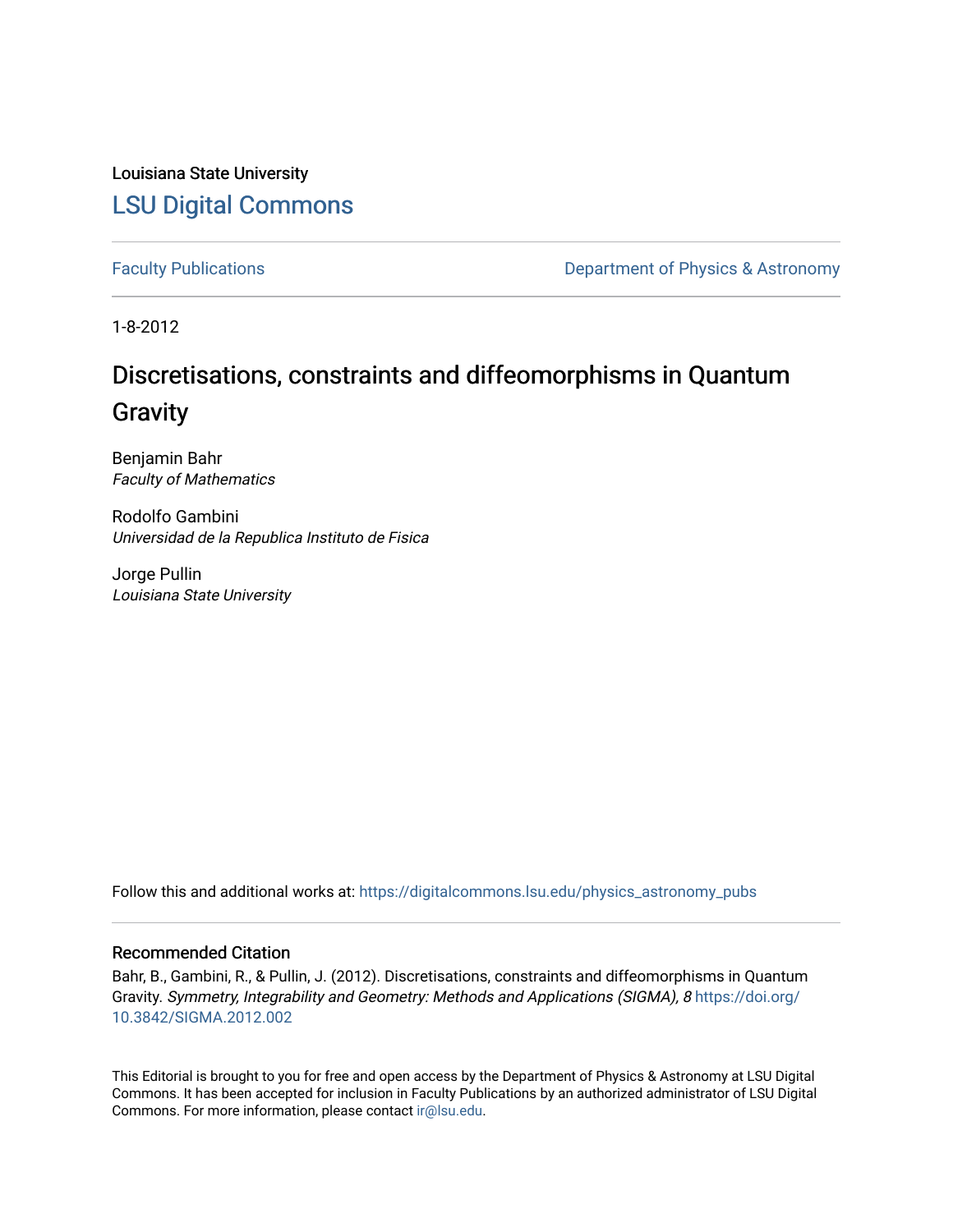Louisiana State University

LSU Digital Commons

Faculty Publications

Department of Physics & Astronomy

1-8-2012

# Discretisations, constraints and diffeomorphisms in Quantum Gravity

Benjamin Bahr
*Faculty of Mathematics*

Rodolfo Gambini
*Universidad de la Republica Instituto de Fisica*

Jorge Pullin
*Louisiana State University*

Follow this and additional works at: https://digitalcommons.lsu.edu/physics_astronomy_pubs

## Recommended Citation

Bahr, B., Gambini, R., & Pullin, J. (2012). Discretisations, constraints and diffeomorphisms in Quantum Gravity. *Symmetry, Integrability and Geometry: Methods and Applications (SIGMA), 8* https://doi.org/10.3842/SIGMA.2012.002

This Editorial is brought to you for free and open access by the Department of Physics & Astronomy at LSU Digital Commons. It has been accepted for inclusion in Faculty Publications by an authorized administrator of LSU Digital Commons. For more information, please contact ir@lsu.edu.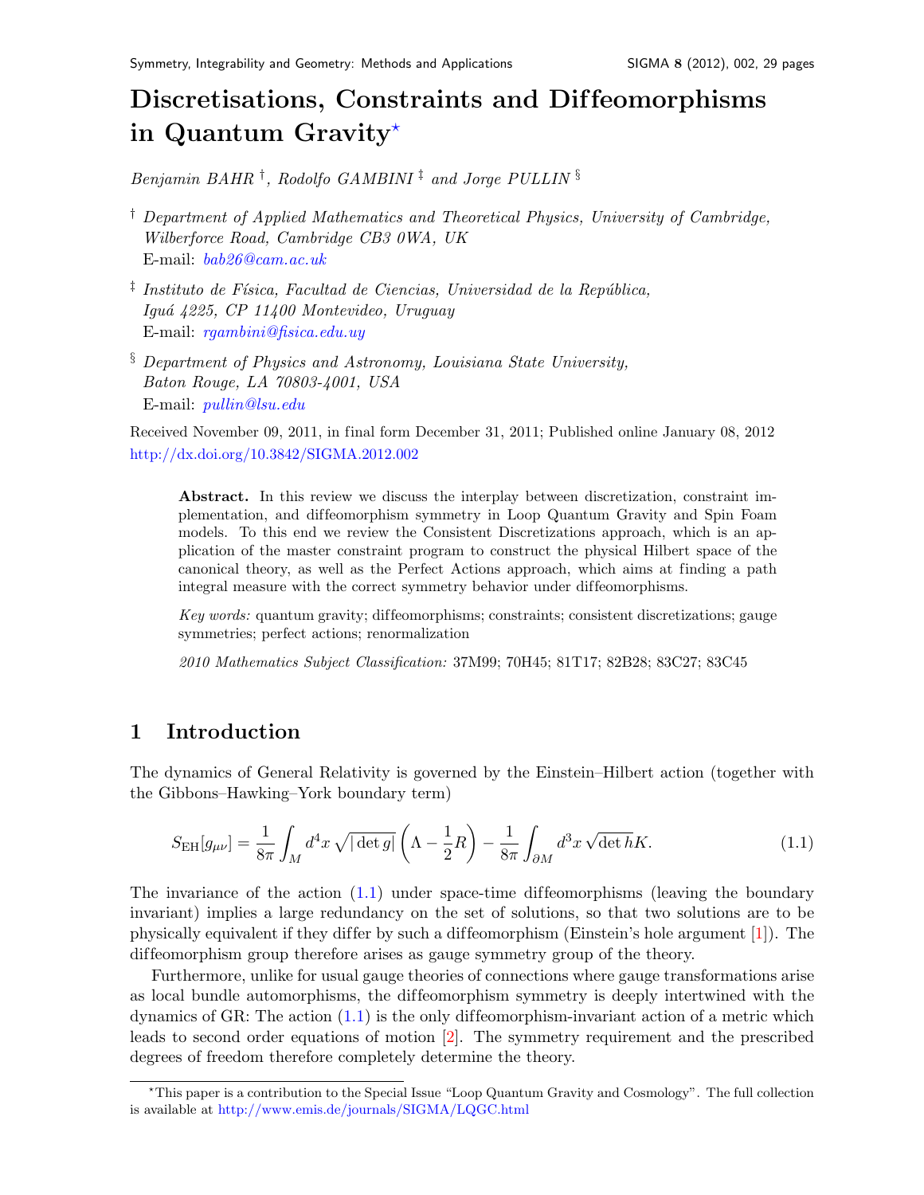# Discretisations, Constraints and Diffeomorphisms in Quantum Gravity[⋆]

*Benjamin BAHR [†], Rodolfo GAMBINI [‡] and Jorge PULLIN [§]*

[†] *Department of Applied Mathematics and Theoretical Physics, University of Cambridge, Wilberforce Road, Cambridge CB3 0WA, UK*
E-mail: bab26@cam.ac.uk

[‡] *Instituto de Física, Facultad de Ciencias, Universidad de la República, Iguá 4225, CP 11400 Montevideo, Uruguay*
E-mail: rgambini@fisica.edu.uy

[§] *Department of Physics and Astronomy, Louisiana State University, Baton Rouge, LA 70803-4001, USA*
E-mail: pullin@lsu.edu

Received November 09, 2011, in final form December 31, 2011; Published online January 08, 2012
http://dx.doi.org/10.3842/SIGMA.2012.002

**Abstract.** In this review we discuss the interplay between discretization, constraint implementation, and diffeomorphism symmetry in Loop Quantum Gravity and Spin Foam models. To this end we review the Consistent Discretizations approach, which is an application of the master constraint program to construct the physical Hilbert space of the canonical theory, as well as the Perfect Actions approach, which aims at finding a path integral measure with the correct symmetry behavior under diffeomorphisms.

*Key words:* quantum gravity; diffeomorphisms; constraints; consistent discretizations; gauge symmetries; perfect actions; renormalization

*2010 Mathematics Subject Classification:* 37M99; 70H45; 81T17; 82B28; 83C27; 83C45

## 1 Introduction

The dynamics of General Relativity is governed by the Einstein–Hilbert action (together with the Gibbons–Hawking–York boundary term)

$$S_{\mathrm{EH}}[g_{\mu\nu}] = \frac{1}{8\pi}\int_M d^4x\,\sqrt{|\det g|}\left(\Lambda - \frac{1}{2}R\right) - \frac{1}{8\pi}\int_{\partial M} d^3x\,\sqrt{\det h}K. \tag{1.1}$$

The invariance of the action (1.1) under space-time diffeomorphisms (leaving the boundary invariant) implies a large redundancy on the set of solutions, so that two solutions are to be physically equivalent if they differ by such a diffeomorphism (Einstein's hole argument [1]). The diffeomorphism group therefore arises as gauge symmetry group of the theory.

Furthermore, unlike for usual gauge theories of connections where gauge transformations arise as local bundle automorphisms, the diffeomorphism symmetry is deeply intertwined with the dynamics of GR: The action (1.1) is the only diffeomorphism-invariant action of a metric which leads to second order equations of motion [2]. The symmetry requirement and the prescribed degrees of freedom therefore completely determine the theory.

[⋆]This paper is a contribution to the Special Issue "Loop Quantum Gravity and Cosmology". The full collection is available at http://www.emis.de/journals/SIGMA/LQGC.html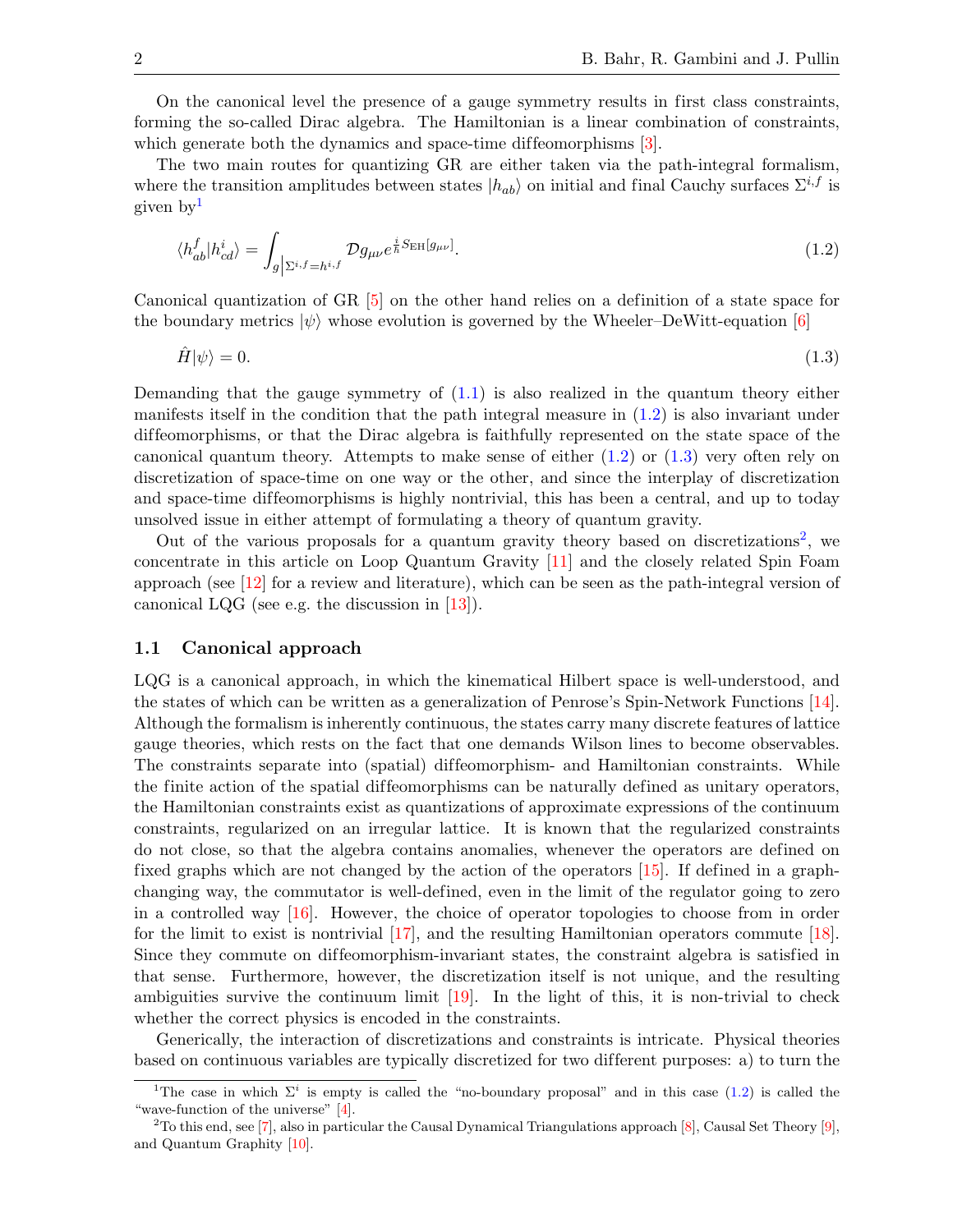On the canonical level the presence of a gauge symmetry results in first class constraints, forming the so-called Dirac algebra. The Hamiltonian is a linear combination of constraints, which generate both the dynamics and space-time diffeomorphisms [3].

The two main routes for quantizing GR are either taken via the path-integral formalism, where the transition amplitudes between states $|h_{ab}\rangle$ on initial and final Cauchy surfaces $\Sigma^{i,f}$ is given by[1]

$$\langle h^f_{ab} | h^i_{cd} \rangle = \int_{g\big|\Sigma^{i,f}=h^{i,f}} \mathcal{D}g_{\mu\nu} e^{\frac{i}{\hbar}S_{\text{EH}}[g_{\mu\nu}]}. \tag{1.2}$$

Canonical quantization of GR [5] on the other hand relies on a definition of a state space for the boundary metrics $|\psi\rangle$ whose evolution is governed by the Wheeler–DeWitt-equation [6]

$$\hat{H}|\psi\rangle = 0. \tag{1.3}$$

Demanding that the gauge symmetry of (1.1) is also realized in the quantum theory either manifests itself in the condition that the path integral measure in (1.2) is also invariant under diffeomorphisms, or that the Dirac algebra is faithfully represented on the state space of the canonical quantum theory. Attempts to make sense of either (1.2) or (1.3) very often rely on discretization of space-time on one way or the other, and since the interplay of discretization and space-time diffeomorphisms is highly nontrivial, this has been a central, and up to today unsolved issue in either attempt of formulating a theory of quantum gravity.

Out of the various proposals for a quantum gravity theory based on discretizations[2], we concentrate in this article on Loop Quantum Gravity [11] and the closely related Spin Foam approach (see [12] for a review and literature), which can be seen as the path-integral version of canonical LQG (see e.g. the discussion in [13]).

## 1.1 Canonical approach

LQG is a canonical approach, in which the kinematical Hilbert space is well-understood, and the states of which can be written as a generalization of Penrose's Spin-Network Functions [14]. Although the formalism is inherently continuous, the states carry many discrete features of lattice gauge theories, which rests on the fact that one demands Wilson lines to become observables. The constraints separate into (spatial) diffeomorphism- and Hamiltonian constraints. While the finite action of the spatial diffeomorphisms can be naturally defined as unitary operators, the Hamiltonian constraints exist as quantizations of approximate expressions of the continuum constraints, regularized on an irregular lattice. It is known that the regularized constraints do not close, so that the algebra contains anomalies, whenever the operators are defined on fixed graphs which are not changed by the action of the operators [15]. If defined in a graph-changing way, the commutator is well-defined, even in the limit of the regulator going to zero in a controlled way [16]. However, the choice of operator topologies to choose from in order for the limit to exist is nontrivial [17], and the resulting Hamiltonian operators commute [18]. Since they commute on diffeomorphism-invariant states, the constraint algebra is satisfied in that sense. Furthermore, however, the discretization itself is not unique, and the resulting ambiguities survive the continuum limit [19]. In the light of this, it is non-trivial to check whether the correct physics is encoded in the constraints.

Generically, the interaction of discretizations and constraints is intricate. Physical theories based on continuous variables are typically discretized for two different purposes: a) to turn the

[1] The case in which $\Sigma^i$ is empty is called the "no-boundary proposal" and in this case (1.2) is called the "wave-function of the universe" [4].

[2] To this end, see [7], also in particular the Causal Dynamical Triangulations approach [8], Causal Set Theory [9], and Quantum Graphity [10].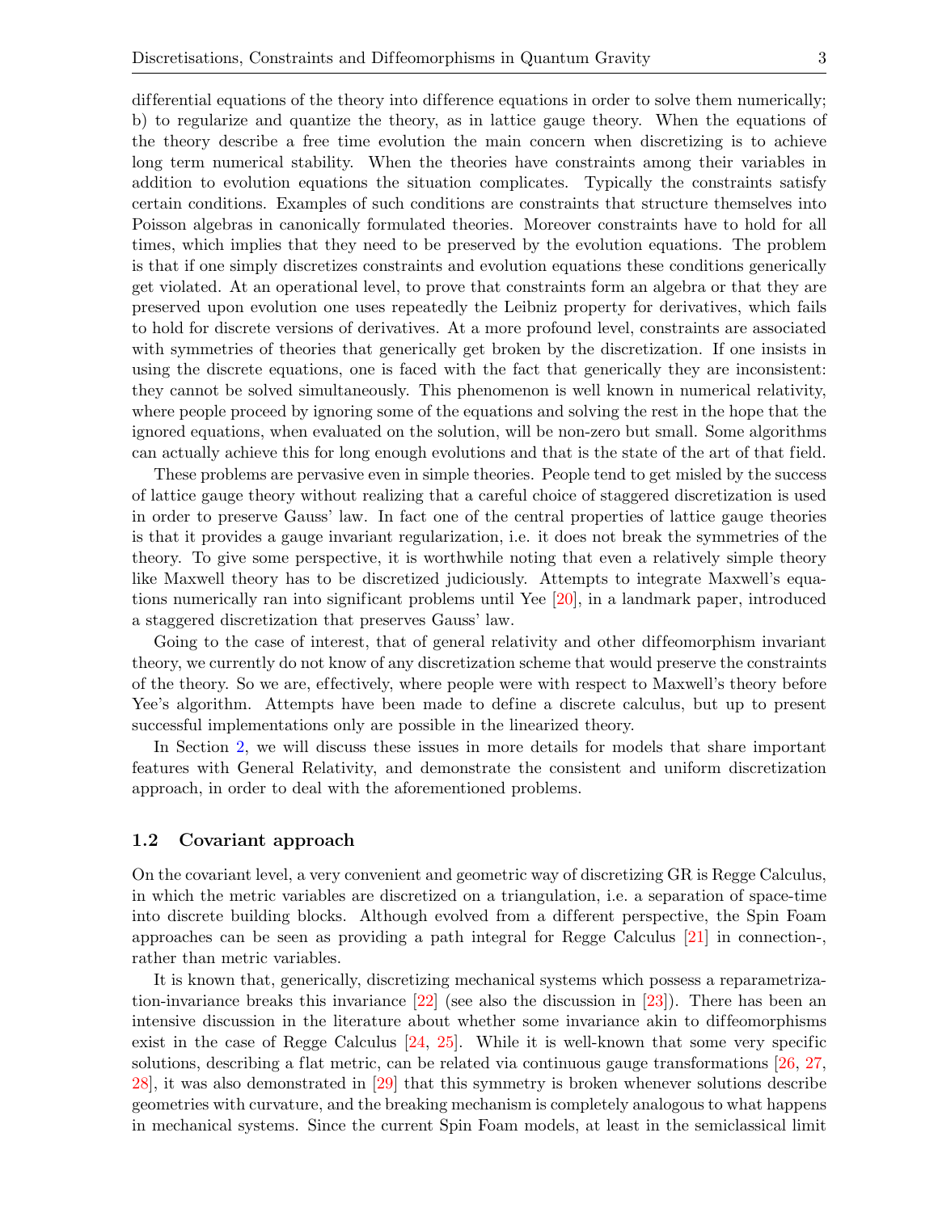differential equations of the theory into difference equations in order to solve them numerically; b) to regularize and quantize the theory, as in lattice gauge theory. When the equations of the theory describe a free time evolution the main concern when discretizing is to achieve long term numerical stability. When the theories have constraints among their variables in addition to evolution equations the situation complicates. Typically the constraints satisfy certain conditions. Examples of such conditions are constraints that structure themselves into Poisson algebras in canonically formulated theories. Moreover constraints have to hold for all times, which implies that they need to be preserved by the evolution equations. The problem is that if one simply discretizes constraints and evolution equations these conditions generically get violated. At an operational level, to prove that constraints form an algebra or that they are preserved upon evolution one uses repeatedly the Leibniz property for derivatives, which fails to hold for discrete versions of derivatives. At a more profound level, constraints are associated with symmetries of theories that generically get broken by the discretization. If one insists in using the discrete equations, one is faced with the fact that generically they are inconsistent: they cannot be solved simultaneously. This phenomenon is well known in numerical relativity, where people proceed by ignoring some of the equations and solving the rest in the hope that the ignored equations, when evaluated on the solution, will be non-zero but small. Some algorithms can actually achieve this for long enough evolutions and that is the state of the art of that field.

These problems are pervasive even in simple theories. People tend to get misled by the success of lattice gauge theory without realizing that a careful choice of staggered discretization is used in order to preserve Gauss' law. In fact one of the central properties of lattice gauge theories is that it provides a gauge invariant regularization, i.e. it does not break the symmetries of the theory. To give some perspective, it is worthwhile noting that even a relatively simple theory like Maxwell theory has to be discretized judiciously. Attempts to integrate Maxwell's equations numerically ran into significant problems until Yee [20], in a landmark paper, introduced a staggered discretization that preserves Gauss' law.

Going to the case of interest, that of general relativity and other diffeomorphism invariant theory, we currently do not know of any discretization scheme that would preserve the constraints of the theory. So we are, effectively, where people were with respect to Maxwell's theory before Yee's algorithm. Attempts have been made to define a discrete calculus, but up to present successful implementations only are possible in the linearized theory.

In Section 2, we will discuss these issues in more details for models that share important features with General Relativity, and demonstrate the consistent and uniform discretization approach, in order to deal with the aforementioned problems.

### 1.2 Covariant approach

On the covariant level, a very convenient and geometric way of discretizing GR is Regge Calculus, in which the metric variables are discretized on a triangulation, i.e. a separation of space-time into discrete building blocks. Although evolved from a different perspective, the Spin Foam approaches can be seen as providing a path integral for Regge Calculus [21] in connection-, rather than metric variables.

It is known that, generically, discretizing mechanical systems which possess a reparametrization-invariance breaks this invariance [22] (see also the discussion in [23]). There has been an intensive discussion in the literature about whether some invariance akin to diffeomorphisms exist in the case of Regge Calculus [24, 25]. While it is well-known that some very specific solutions, describing a flat metric, can be related via continuous gauge transformations [26, 27, 28], it was also demonstrated in [29] that this symmetry is broken whenever solutions describe geometries with curvature, and the breaking mechanism is completely analogous to what happens in mechanical systems. Since the current Spin Foam models, at least in the semiclassical limit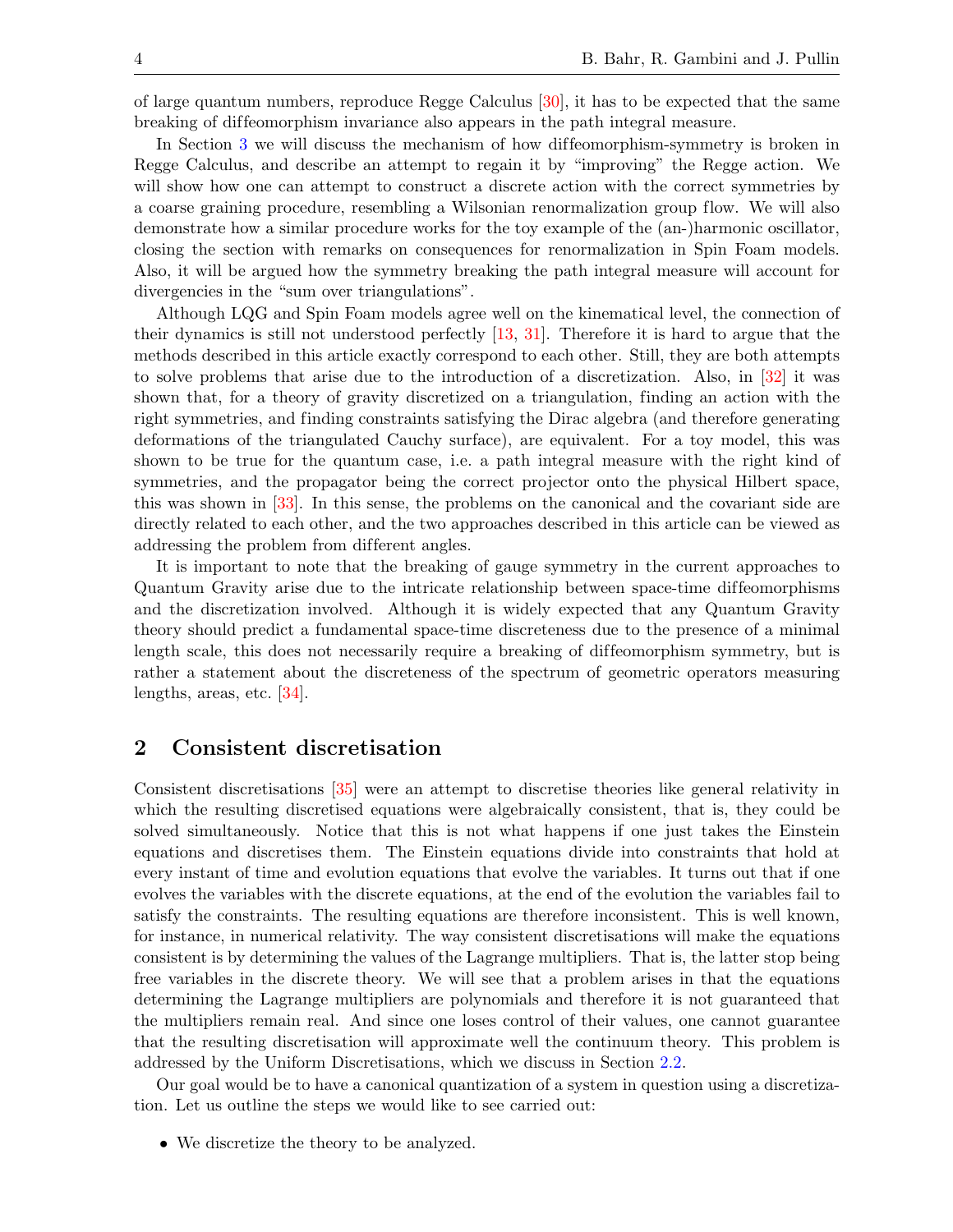of large quantum numbers, reproduce Regge Calculus [30], it has to be expected that the same breaking of diffeomorphism invariance also appears in the path integral measure.

In Section 3 we will discuss the mechanism of how diffeomorphism-symmetry is broken in Regge Calculus, and describe an attempt to regain it by "improving" the Regge action. We will show how one can attempt to construct a discrete action with the correct symmetries by a coarse graining procedure, resembling a Wilsonian renormalization group flow. We will also demonstrate how a similar procedure works for the toy example of the (an-)harmonic oscillator, closing the section with remarks on consequences for renormalization in Spin Foam models. Also, it will be argued how the symmetry breaking the path integral measure will account for divergencies in the "sum over triangulations".

Although LQG and Spin Foam models agree well on the kinematical level, the connection of their dynamics is still not understood perfectly [13, 31]. Therefore it is hard to argue that the methods described in this article exactly correspond to each other. Still, they are both attempts to solve problems that arise due to the introduction of a discretization. Also, in [32] it was shown that, for a theory of gravity discretized on a triangulation, finding an action with the right symmetries, and finding constraints satisfying the Dirac algebra (and therefore generating deformations of the triangulated Cauchy surface), are equivalent. For a toy model, this was shown to be true for the quantum case, i.e. a path integral measure with the right kind of symmetries, and the propagator being the correct projector onto the physical Hilbert space, this was shown in [33]. In this sense, the problems on the canonical and the covariant side are directly related to each other, and the two approaches described in this article can be viewed as addressing the problem from different angles.

It is important to note that the breaking of gauge symmetry in the current approaches to Quantum Gravity arise due to the intricate relationship between space-time diffeomorphisms and the discretization involved. Although it is widely expected that any Quantum Gravity theory should predict a fundamental space-time discreteness due to the presence of a minimal length scale, this does not necessarily require a breaking of diffeomorphism symmetry, but is rather a statement about the discreteness of the spectrum of geometric operators measuring lengths, areas, etc. [34].

## 2 Consistent discretisation

Consistent discretisations [35] were an attempt to discretise theories like general relativity in which the resulting discretised equations were algebraically consistent, that is, they could be solved simultaneously. Notice that this is not what happens if one just takes the Einstein equations and discretises them. The Einstein equations divide into constraints that hold at every instant of time and evolution equations that evolve the variables. It turns out that if one evolves the variables with the discrete equations, at the end of the evolution the variables fail to satisfy the constraints. The resulting equations are therefore inconsistent. This is well known, for instance, in numerical relativity. The way consistent discretisations will make the equations consistent is by determining the values of the Lagrange multipliers. That is, the latter stop being free variables in the discrete theory. We will see that a problem arises in that the equations determining the Lagrange multipliers are polynomials and therefore it is not guaranteed that the multipliers remain real. And since one loses control of their values, one cannot guarantee that the resulting discretisation will approximate well the continuum theory. This problem is addressed by the Uniform Discretisations, which we discuss in Section 2.2.

Our goal would be to have a canonical quantization of a system in question using a discretization. Let us outline the steps we would like to see carried out:

- We discretize the theory to be analyzed.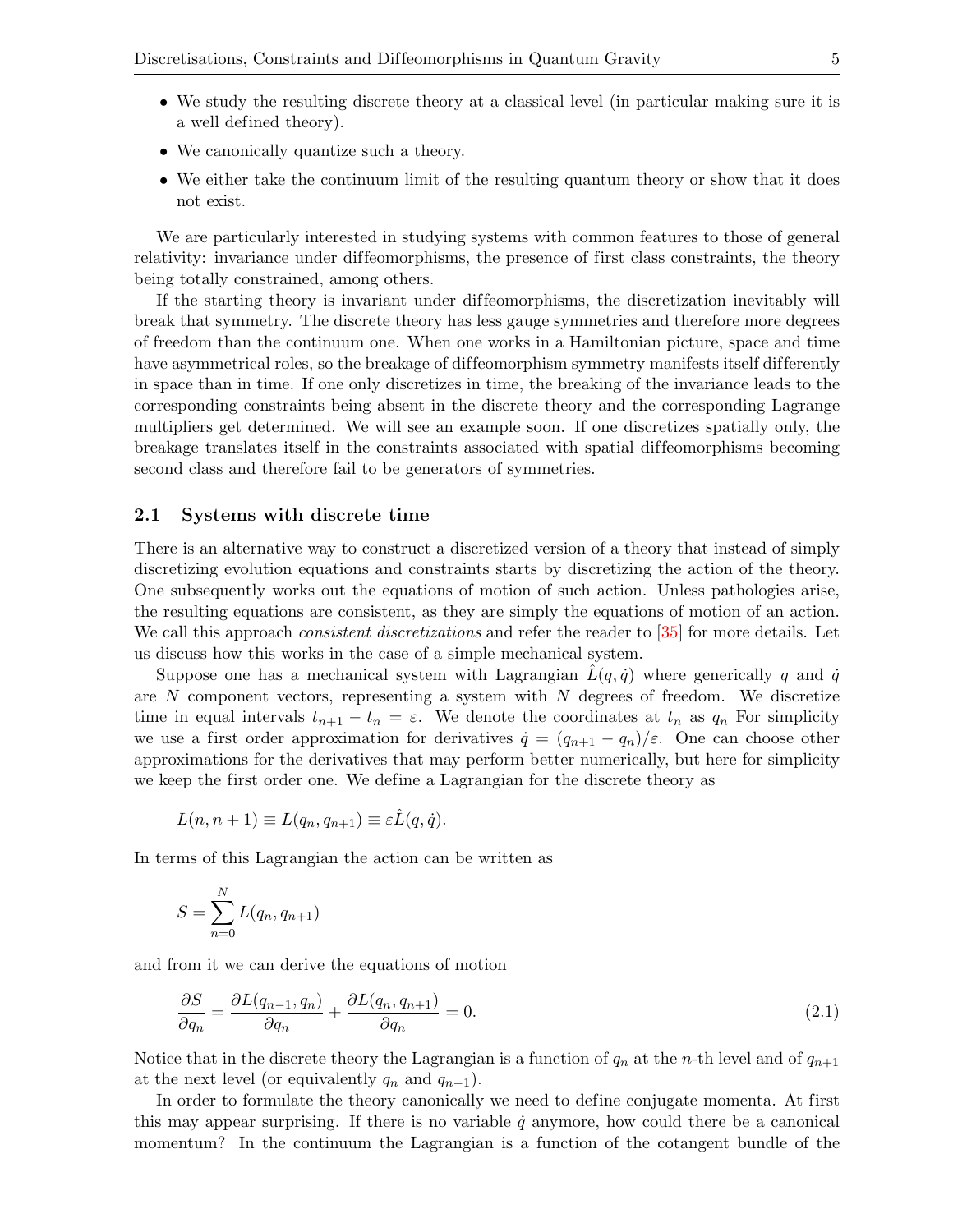- We study the resulting discrete theory at a classical level (in particular making sure it is a well defined theory).
- We canonically quantize such a theory.
- We either take the continuum limit of the resulting quantum theory or show that it does not exist.

We are particularly interested in studying systems with common features to those of general relativity: invariance under diffeomorphisms, the presence of first class constraints, the theory being totally constrained, among others.

If the starting theory is invariant under diffeomorphisms, the discretization inevitably will break that symmetry. The discrete theory has less gauge symmetries and therefore more degrees of freedom than the continuum one. When one works in a Hamiltonian picture, space and time have asymmetrical roles, so the breakage of diffeomorphism symmetry manifests itself differently in space than in time. If one only discretizes in time, the breaking of the invariance leads to the corresponding constraints being absent in the discrete theory and the corresponding Lagrange multipliers get determined. We will see an example soon. If one discretizes spatially only, the breakage translates itself in the constraints associated with spatial diffeomorphisms becoming second class and therefore fail to be generators of symmetries.

## 2.1 Systems with discrete time

There is an alternative way to construct a discretized version of a theory that instead of simply discretizing evolution equations and constraints starts by discretizing the action of the theory. One subsequently works out the equations of motion of such action. Unless pathologies arise, the resulting equations are consistent, as they are simply the equations of motion of an action. We call this approach *consistent discretizations* and refer the reader to [35] for more details. Let us discuss how this works in the case of a simple mechanical system.

Suppose one has a mechanical system with Lagrangian $\hat{L}(q,\dot{q})$ where generically $q$ and $\dot{q}$ are $N$ component vectors, representing a system with $N$ degrees of freedom. We discretize time in equal intervals $t_{n+1} - t_n = \varepsilon$. We denote the coordinates at $t_n$ as $q_n$ For simplicity we use a first order approximation for derivatives $\dot{q} = (q_{n+1} - q_n)/\varepsilon$. One can choose other approximations for the derivatives that may perform better numerically, but here for simplicity we keep the first order one. We define a Lagrangian for the discrete theory as

$$L(n, n+1) \equiv L(q_n, q_{n+1}) \equiv \varepsilon \hat{L}(q, \dot{q}).$$

In terms of this Lagrangian the action can be written as

$$S = \sum_{n=0}^{N} L(q_n, q_{n+1})$$

and from it we can derive the equations of motion

$$\frac{\partial S}{\partial q_n} = \frac{\partial L(q_{n-1}, q_n)}{\partial q_n} + \frac{\partial L(q_n, q_{n+1})}{\partial q_n} = 0. \tag{2.1}$$

Notice that in the discrete theory the Lagrangian is a function of $q_n$ at the $n$-th level and of $q_{n+1}$ at the next level (or equivalently $q_n$ and $q_{n-1}$).

In order to formulate the theory canonically we need to define conjugate momenta. At first this may appear surprising. If there is no variable $\dot{q}$ anymore, how could there be a canonical momentum? In the continuum the Lagrangian is a function of the cotangent bundle of the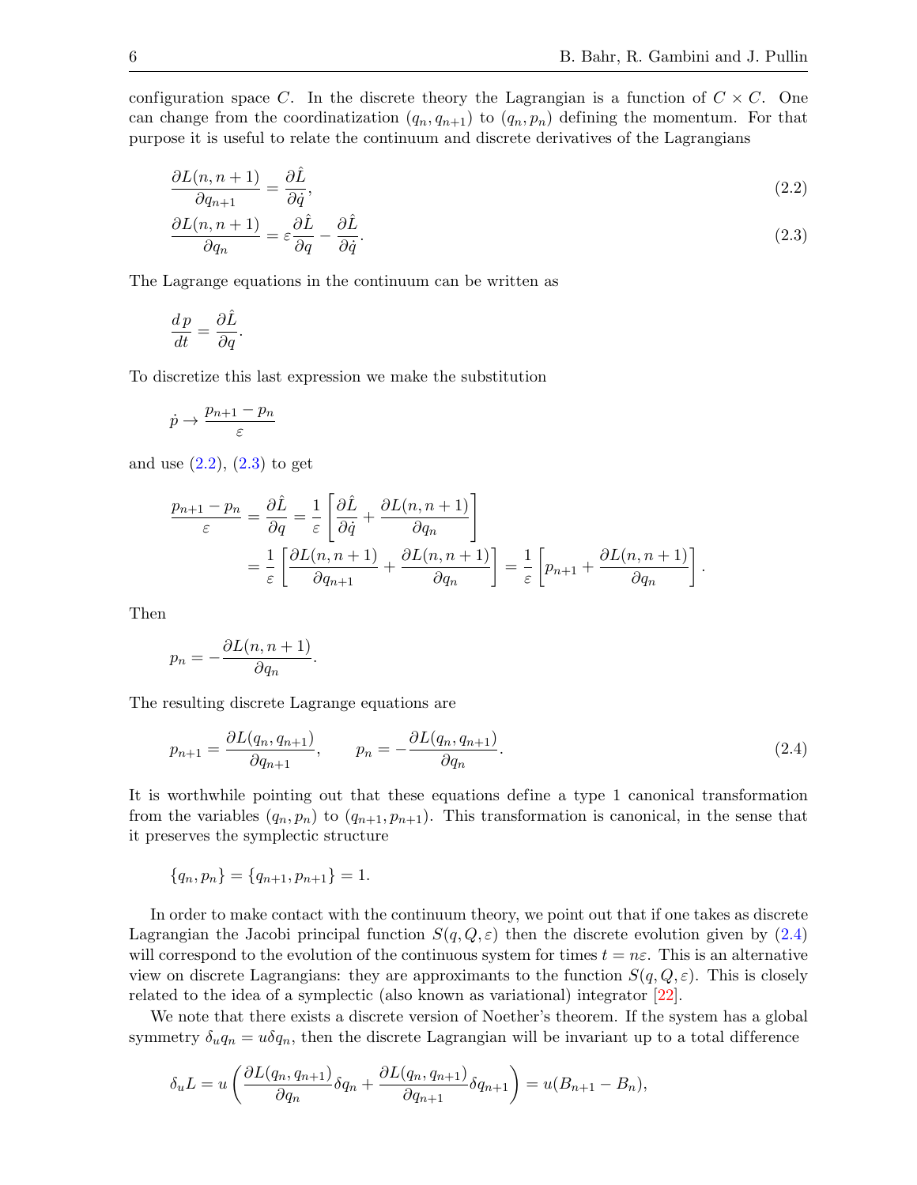configuration space $C$. In the discrete theory the Lagrangian is a function of $C \times C$. One can change from the coordinatization $(q_n, q_{n+1})$ to $(q_n, p_n)$ defining the momentum. For that purpose it is useful to relate the continuum and discrete derivatives of the Lagrangians

$$\frac{\partial L(n, n+1)}{\partial q_{n+1}} = \frac{\partial \hat{L}}{\partial \dot{q}}, \tag{2.2}$$

$$\frac{\partial L(n, n+1)}{\partial q_n} = \varepsilon \frac{\partial \hat{L}}{\partial q} - \frac{\partial \hat{L}}{\partial \dot{q}}. \tag{2.3}$$

The Lagrange equations in the continuum can be written as

$$\frac{d\,p}{dt} = \frac{\partial \hat{L}}{\partial q}.$$

To discretize this last expression we make the substitution

$$\dot{p} \to \frac{p_{n+1} - p_n}{\varepsilon}$$

and use (2.2), (2.3) to get

$$\begin{aligned}
\frac{p_{n+1} - p_n}{\varepsilon} &= \frac{\partial \hat{L}}{\partial q} = \frac{1}{\varepsilon}\left[\frac{\partial \hat{L}}{\partial \dot{q}} + \frac{\partial L(n, n+1)}{\partial q_n}\right] \\
&= \frac{1}{\varepsilon}\left[\frac{\partial L(n, n+1)}{\partial q_{n+1}} + \frac{\partial L(n, n+1)}{\partial q_n}\right] = \frac{1}{\varepsilon}\left[p_{n+1} + \frac{\partial L(n, n+1)}{\partial q_n}\right].
\end{aligned}$$

Then

$$p_n = -\frac{\partial L(n, n+1)}{\partial q_n}.$$

The resulting discrete Lagrange equations are

$$p_{n+1} = \frac{\partial L(q_n, q_{n+1})}{\partial q_{n+1}}, \qquad p_n = -\frac{\partial L(q_n, q_{n+1})}{\partial q_n}. \tag{2.4}$$

It is worthwhile pointing out that these equations define a type 1 canonical transformation from the variables $(q_n, p_n)$ to $(q_{n+1}, p_{n+1})$. This transformation is canonical, in the sense that it preserves the symplectic structure

$$\{q_n, p_n\} = \{q_{n+1}, p_{n+1}\} = 1.$$

In order to make contact with the continuum theory, we point out that if one takes as discrete Lagrangian the Jacobi principal function $S(q, Q, \varepsilon)$ then the discrete evolution given by (2.4) will correspond to the evolution of the continuous system for times $t = n\varepsilon$. This is an alternative view on discrete Lagrangians: they are approximants to the function $S(q, Q, \varepsilon)$. This is closely related to the idea of a symplectic (also known as variational) integrator [22].

We note that there exists a discrete version of Noether's theorem. If the system has a global symmetry $\delta_u q_n = u\delta q_n$, then the discrete Lagrangian will be invariant up to a total difference

$$\delta_u L = u\left(\frac{\partial L(q_n, q_{n+1})}{\partial q_n}\delta q_n + \frac{\partial L(q_n, q_{n+1})}{\partial q_{n+1}}\delta q_{n+1}\right) = u(B_{n+1} - B_n),$$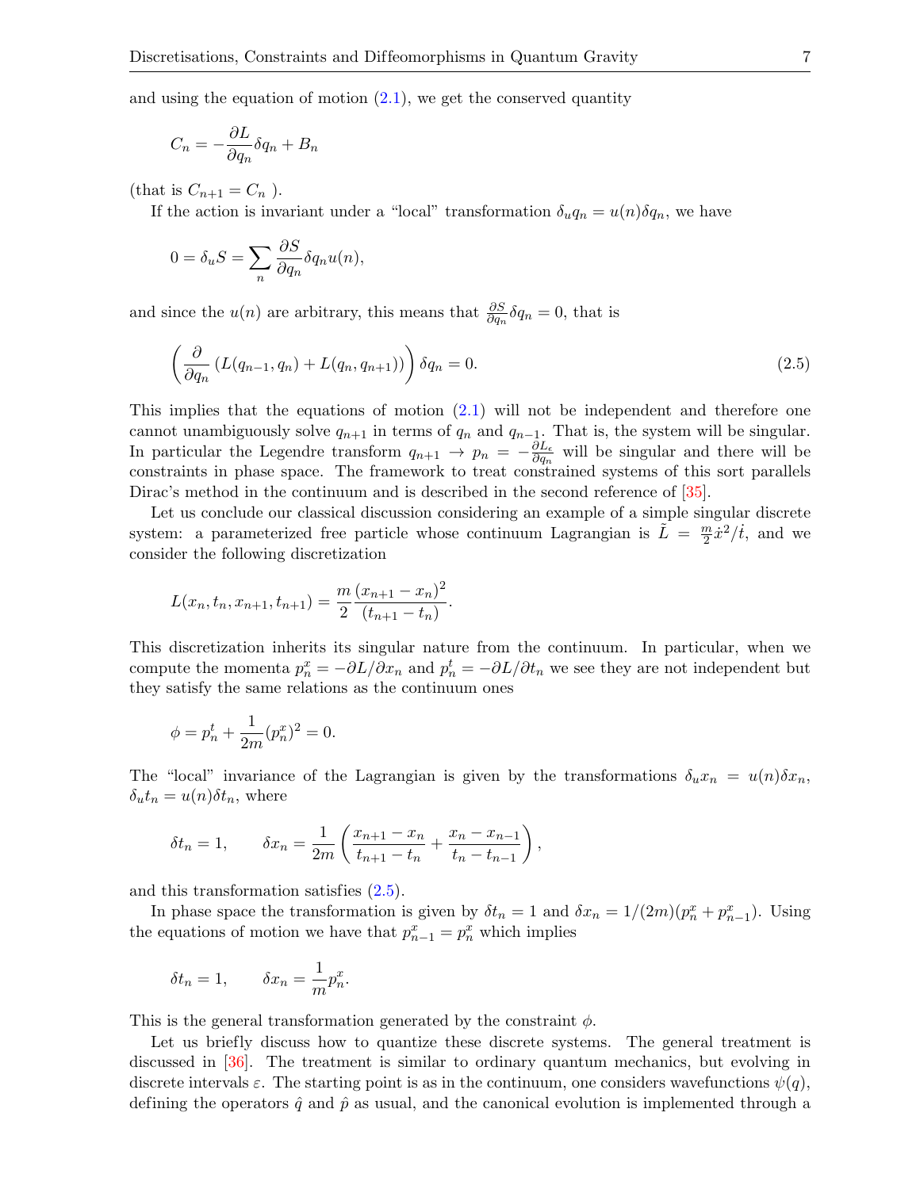and using the equation of motion (2.1), we get the conserved quantity

$$C_n = -\frac{\partial L}{\partial q_n}\delta q_n + B_n$$

(that is $C_{n+1} = C_n$ ).

If the action is invariant under a "local" transformation $\delta_u q_n = u(n)\delta q_n$, we have

$$0 = \delta_u S = \sum_n \frac{\partial S}{\partial q_n}\delta q_n u(n),$$

and since the $u(n)$ are arbitrary, this means that $\frac{\partial S}{\partial q_n}\delta q_n = 0$, that is

$$\left(\frac{\partial}{\partial q_n}\left(L(q_{n-1}, q_n) + L(q_n, q_{n+1})\right)\right)\delta q_n = 0. \tag{2.5}$$

This implies that the equations of motion (2.1) will not be independent and therefore one cannot unambiguously solve $q_{n+1}$ in terms of $q_n$ and $q_{n-1}$. That is, the system will be singular. In particular the Legendre transform $q_{n+1} \to p_n = -\frac{\partial L_\epsilon}{\partial q_n}$ will be singular and there will be constraints in phase space. The framework to treat constrained systems of this sort parallels Dirac's method in the continuum and is described in the second reference of [35].

Let us conclude our classical discussion considering an example of a simple singular discrete system: a parameterized free particle whose continuum Lagrangian is $\tilde{L} = \frac{m}{2}\dot{x}^2/\dot{t}$, and we consider the following discretization

$$L(x_n, t_n, x_{n+1}, t_{n+1}) = \frac{m}{2}\frac{(x_{n+1} - x_n)^2}{(t_{n+1} - t_n)}.$$

This discretization inherits its singular nature from the continuum. In particular, when we compute the momenta $p^x_n = -\partial L/\partial x_n$ and $p^t_n = -\partial L/\partial t_n$ we see they are not independent but they satisfy the same relations as the continuum ones

$$\phi = p^t_n + \frac{1}{2m}(p^x_n)^2 = 0.$$

The "local" invariance of the Lagrangian is given by the transformations $\delta_u x_n = u(n)\delta x_n$, $\delta_u t_n = u(n)\delta t_n$, where

$$\delta t_n = 1, \qquad \delta x_n = \frac{1}{2m}\left(\frac{x_{n+1} - x_n}{t_{n+1} - t_n} + \frac{x_n - x_{n-1}}{t_n - t_{n-1}}\right),$$

and this transformation satisfies (2.5).

In phase space the transformation is given by $\delta t_n = 1$ and $\delta x_n = 1/(2m)(p^x_n + p^x_{n-1})$. Using the equations of motion we have that $p^x_{n-1} = p^x_n$ which implies

$$\delta t_n = 1, \qquad \delta x_n = \frac{1}{m}p^x_n.$$

This is the general transformation generated by the constraint $\phi$.

Let us briefly discuss how to quantize these discrete systems. The general treatment is discussed in [36]. The treatment is similar to ordinary quantum mechanics, but evolving in discrete intervals $\varepsilon$. The starting point is as in the continuum, one considers wavefunctions $\psi(q)$, defining the operators $\hat{q}$ and $\hat{p}$ as usual, and the canonical evolution is implemented through a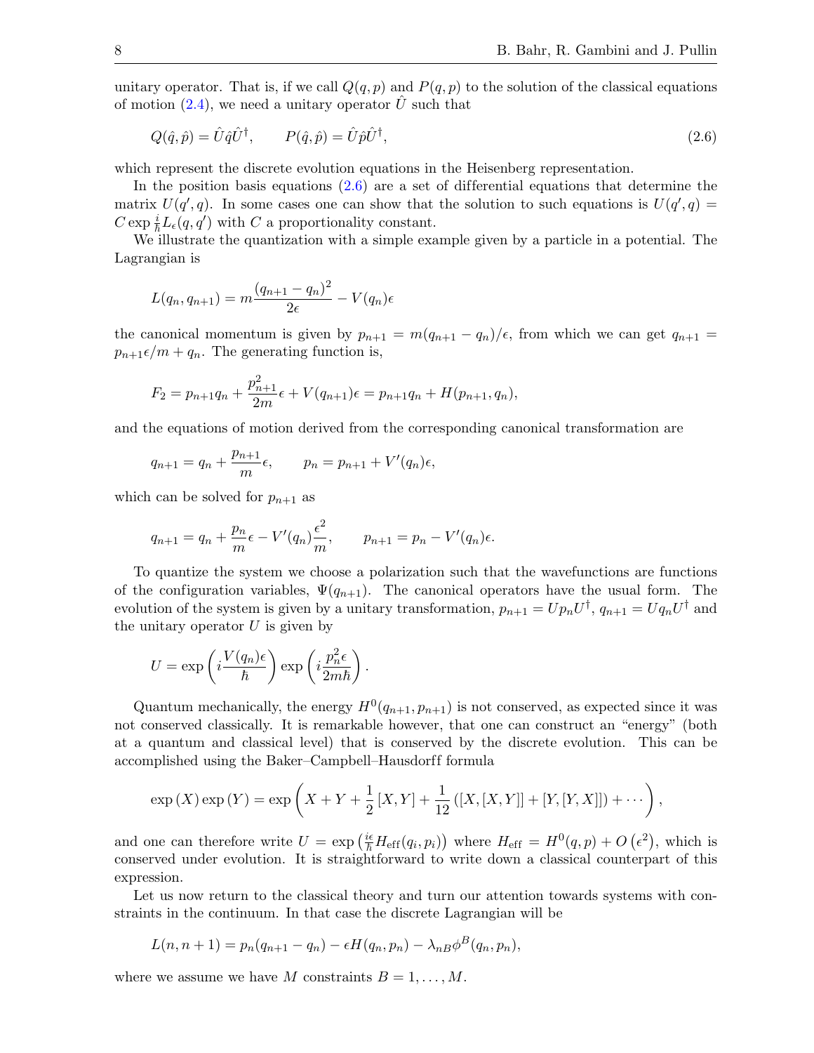unitary operator. That is, if we call $Q(q,p)$ and $P(q,p)$ to the solution of the classical equations of motion (2.4), we need a unitary operator $\hat{U}$ such that

$$Q(\hat{q},\hat{p}) = \hat{U}\hat{q}\hat{U}^{\dagger}, \qquad P(\hat{q},\hat{p}) = \hat{U}\hat{p}\hat{U}^{\dagger}, \tag{2.6}$$

which represent the discrete evolution equations in the Heisenberg representation.

In the position basis equations (2.6) are a set of differential equations that determine the matrix $U(q',q)$. In some cases one can show that the solution to such equations is $U(q',q) = C\exp\frac{i}{\hbar}L_\epsilon(q,q')$ with $C$ a proportionality constant.

We illustrate the quantization with a simple example given by a particle in a potential. The Lagrangian is

$$L(q_n,q_{n+1}) = m\frac{(q_{n+1}-q_n)^2}{2\epsilon} - V(q_n)\epsilon$$

the canonical momentum is given by $p_{n+1} = m(q_{n+1}-q_n)/\epsilon$, from which we can get $q_{n+1} = p_{n+1}\epsilon/m + q_n$. The generating function is,

$$F_2 = p_{n+1}q_n + \frac{p_{n+1}^2}{2m}\epsilon + V(q_{n+1})\epsilon = p_{n+1}q_n + H(p_{n+1},q_n),$$

and the equations of motion derived from the corresponding canonical transformation are

$$q_{n+1} = q_n + \frac{p_{n+1}}{m}\epsilon, \qquad p_n = p_{n+1} + V'(q_n)\epsilon,$$

which can be solved for $p_{n+1}$ as

$$q_{n+1} = q_n + \frac{p_n}{m}\epsilon - V'(q_n)\frac{\epsilon^2}{m}, \qquad p_{n+1} = p_n - V'(q_n)\epsilon.$$

To quantize the system we choose a polarization such that the wavefunctions are functions of the configuration variables, $\Psi(q_{n+1})$. The canonical operators have the usual form. The evolution of the system is given by a unitary transformation, $p_{n+1} = Up_nU^{\dagger}$, $q_{n+1} = Uq_nU^{\dagger}$ and the unitary operator $U$ is given by

$$U = \exp\left(i\frac{V(q_n)\epsilon}{\hbar}\right)\exp\left(i\frac{p_n^2\epsilon}{2m\hbar}\right).$$

Quantum mechanically, the energy $H^0(q_{n+1},p_{n+1})$ is not conserved, as expected since it was not conserved classically. It is remarkable however, that one can construct an "energy" (both at a quantum and classical level) that is conserved by the discrete evolution. This can be accomplished using the Baker–Campbell–Hausdorff formula

$$\exp(X)\exp(Y) = \exp\left(X + Y + \frac{1}{2}[X,Y] + \frac{1}{12}([X,[X,Y]] + [Y,[Y,X]]) + \cdots\right),$$

and one can therefore write $U = \exp\left(\frac{i\epsilon}{\hbar}H_{\rm eff}(q_i,p_i)\right)$ where $H_{\rm eff} = H^0(q,p) + O\left(\epsilon^2\right)$, which is conserved under evolution. It is straightforward to write down a classical counterpart of this expression.

Let us now return to the classical theory and turn our attention towards systems with constraints in the continuum. In that case the discrete Lagrangian will be

$$L(n,n+1) = p_n(q_{n+1}-q_n) - \epsilon H(q_n,p_n) - \lambda_{nB}\phi^B(q_n,p_n),$$

where we assume we have $M$ constraints $B = 1,\ldots,M$.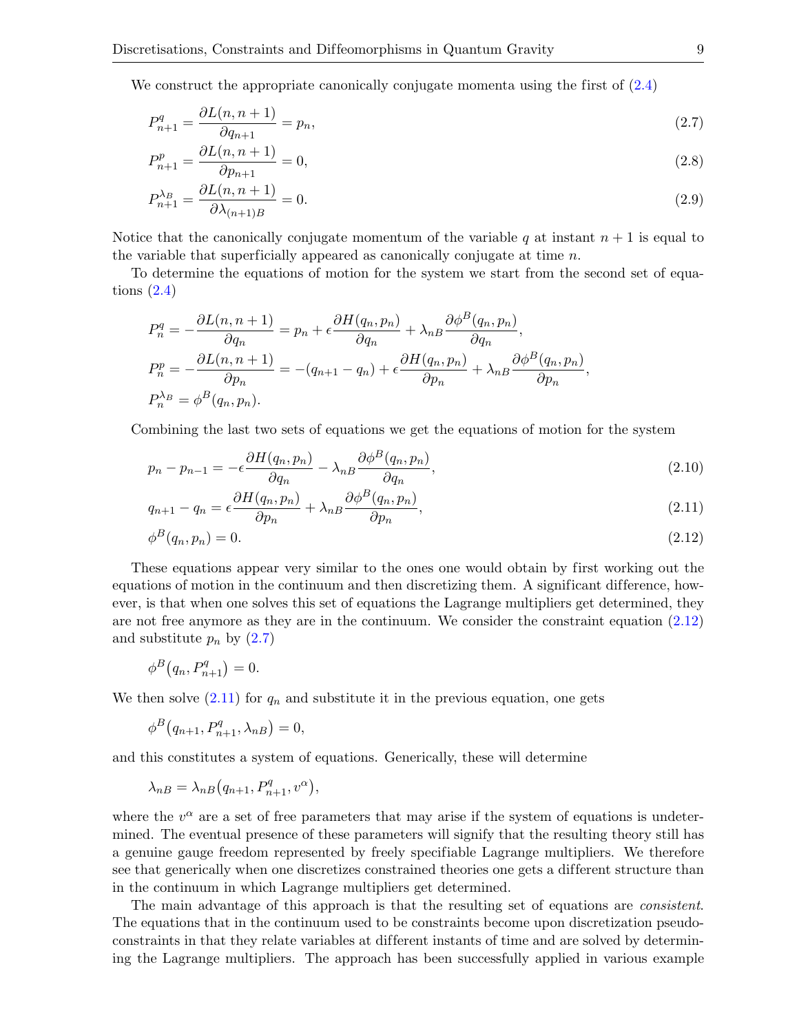We construct the appropriate canonically conjugate momenta using the first of (2.4)

$$P^q_{n+1} = \frac{\partial L(n,n+1)}{\partial q_{n+1}} = p_n, \tag{2.7}$$

$$P^p_{n+1} = \frac{\partial L(n,n+1)}{\partial p_{n+1}} = 0, \tag{2.8}$$

$$P^{\lambda_B}_{n+1} = \frac{\partial L(n,n+1)}{\partial \lambda_{(n+1)B}} = 0. \tag{2.9}$$

Notice that the canonically conjugate momentum of the variable $q$ at instant $n+1$ is equal to the variable that superficially appeared as canonically conjugate at time $n$.

To determine the equations of motion for the system we start from the second set of equations (2.4)

$$P^q_n = -\frac{\partial L(n,n+1)}{\partial q_n} = p_n + \epsilon \frac{\partial H(q_n,p_n)}{\partial q_n} + \lambda_{nB}\frac{\partial \phi^B(q_n,p_n)}{\partial q_n},$$

$$P^p_n = -\frac{\partial L(n,n+1)}{\partial p_n} = -(q_{n+1}-q_n) + \epsilon \frac{\partial H(q_n,p_n)}{\partial p_n} + \lambda_{nB}\frac{\partial \phi^B(q_n,p_n)}{\partial p_n},$$

$$P^{\lambda_B}_n = \phi^B(q_n,p_n).$$

Combining the last two sets of equations we get the equations of motion for the system

$$p_n - p_{n-1} = -\epsilon \frac{\partial H(q_n,p_n)}{\partial q_n} - \lambda_{nB}\frac{\partial \phi^B(q_n,p_n)}{\partial q_n}, \tag{2.10}$$

$$q_{n+1} - q_n = \epsilon \frac{\partial H(q_n,p_n)}{\partial p_n} + \lambda_{nB}\frac{\partial \phi^B(q_n,p_n)}{\partial p_n}, \tag{2.11}$$

$$\phi^B(q_n,p_n) = 0. \tag{2.12}$$

These equations appear very similar to the ones one would obtain by first working out the equations of motion in the continuum and then discretizing them. A significant difference, however, is that when one solves this set of equations the Lagrange multipliers get determined, they are not free anymore as they are in the continuum. We consider the constraint equation (2.12) and substitute $p_n$ by (2.7)

$$\phi^B\big(q_n, P^q_{n+1}\big) = 0.$$

We then solve (2.11) for $q_n$ and substitute it in the previous equation, one gets

$$\phi^B\big(q_{n+1}, P^q_{n+1}, \lambda_{nB}\big) = 0,$$

and this constitutes a system of equations. Generically, these will determine

$$\lambda_{nB} = \lambda_{nB}\big(q_{n+1}, P^q_{n+1}, v^\alpha\big),$$

where the $v^\alpha$ are a set of free parameters that may arise if the system of equations is undetermined. The eventual presence of these parameters will signify that the resulting theory still has a genuine gauge freedom represented by freely specifiable Lagrange multipliers. We therefore see that generically when one discretizes constrained theories one gets a different structure than in the continuum in which Lagrange multipliers get determined.

The main advantage of this approach is that the resulting set of equations are *consistent*. The equations that in the continuum used to be constraints become upon discretization pseudo-constraints in that they relate variables at different instants of time and are solved by determining the Lagrange multipliers. The approach has been successfully applied in various example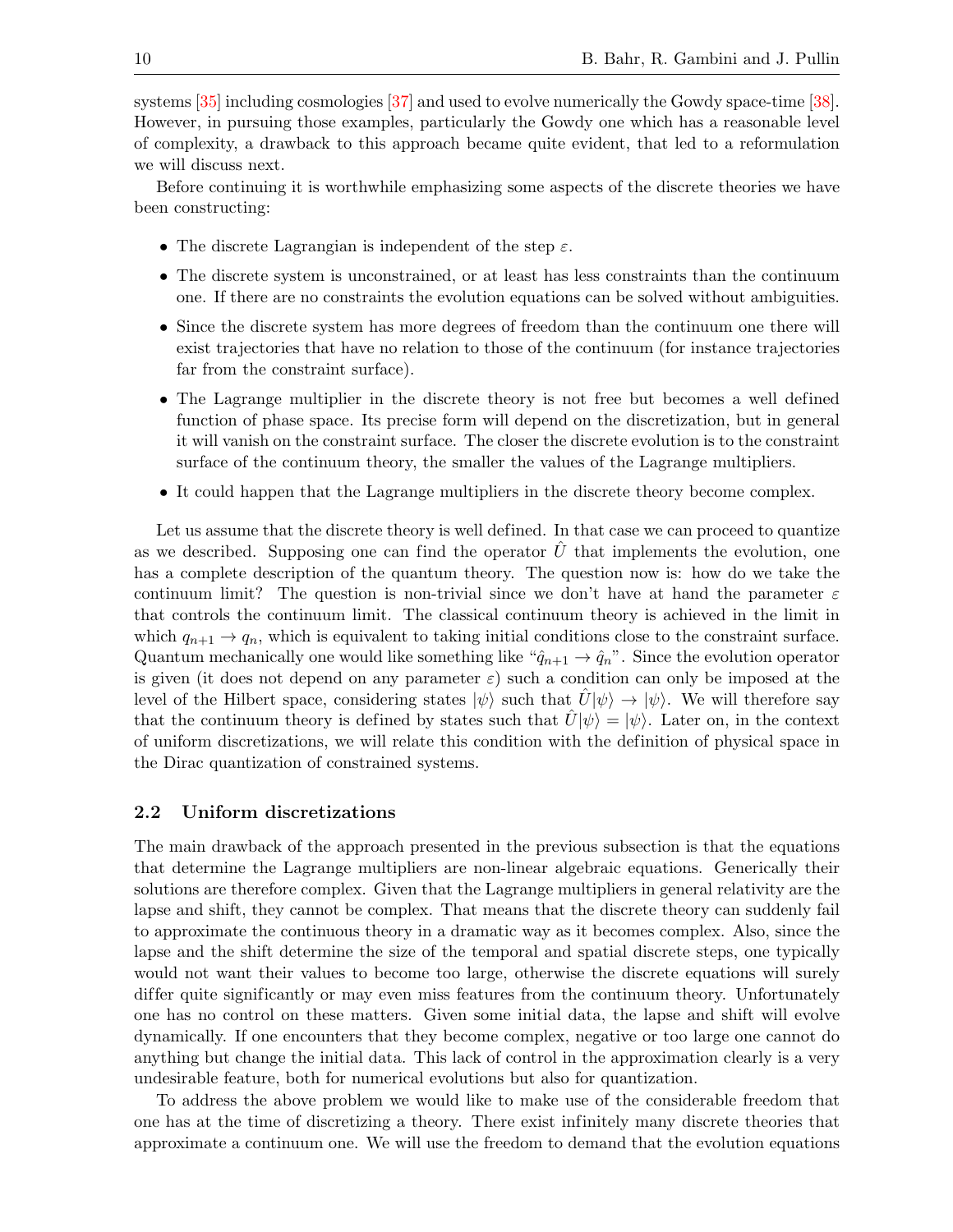systems [35] including cosmologies [37] and used to evolve numerically the Gowdy space-time [38]. However, in pursuing those examples, particularly the Gowdy one which has a reasonable level of complexity, a drawback to this approach became quite evident, that led to a reformulation we will discuss next.

Before continuing it is worthwhile emphasizing some aspects of the discrete theories we have been constructing:

- The discrete Lagrangian is independent of the step $\varepsilon$.
- The discrete system is unconstrained, or at least has less constraints than the continuum one. If there are no constraints the evolution equations can be solved without ambiguities.
- Since the discrete system has more degrees of freedom than the continuum one there will exist trajectories that have no relation to those of the continuum (for instance trajectories far from the constraint surface).
- The Lagrange multiplier in the discrete theory is not free but becomes a well defined function of phase space. Its precise form will depend on the discretization, but in general it will vanish on the constraint surface. The closer the discrete evolution is to the constraint surface of the continuum theory, the smaller the values of the Lagrange multipliers.
- It could happen that the Lagrange multipliers in the discrete theory become complex.

Let us assume that the discrete theory is well defined. In that case we can proceed to quantize as we described. Supposing one can find the operator $\hat{U}$ that implements the evolution, one has a complete description of the quantum theory. The question now is: how do we take the continuum limit? The question is non-trivial since we don't have at hand the parameter $\varepsilon$ that controls the continuum limit. The classical continuum theory is achieved in the limit in which $q_{n+1} \to q_n$, which is equivalent to taking initial conditions close to the constraint surface. Quantum mechanically one would like something like "$\hat{q}_{n+1} \to \hat{q}_n$". Since the evolution operator is given (it does not depend on any parameter $\varepsilon$) such a condition can only be imposed at the level of the Hilbert space, considering states $|\psi\rangle$ such that $\hat{U}|\psi\rangle \to |\psi\rangle$. We will therefore say that the continuum theory is defined by states such that $\hat{U}|\psi\rangle = |\psi\rangle$. Later on, in the context of uniform discretizations, we will relate this condition with the definition of physical space in the Dirac quantization of constrained systems.

## 2.2 Uniform discretizations

The main drawback of the approach presented in the previous subsection is that the equations that determine the Lagrange multipliers are non-linear algebraic equations. Generically their solutions are therefore complex. Given that the Lagrange multipliers in general relativity are the lapse and shift, they cannot be complex. That means that the discrete theory can suddenly fail to approximate the continuous theory in a dramatic way as it becomes complex. Also, since the lapse and the shift determine the size of the temporal and spatial discrete steps, one typically would not want their values to become too large, otherwise the discrete equations will surely differ quite significantly or may even miss features from the continuum theory. Unfortunately one has no control on these matters. Given some initial data, the lapse and shift will evolve dynamically. If one encounters that they become complex, negative or too large one cannot do anything but change the initial data. This lack of control in the approximation clearly is a very undesirable feature, both for numerical evolutions but also for quantization.

To address the above problem we would like to make use of the considerable freedom that one has at the time of discretizing a theory. There exist infinitely many discrete theories that approximate a continuum one. We will use the freedom to demand that the evolution equations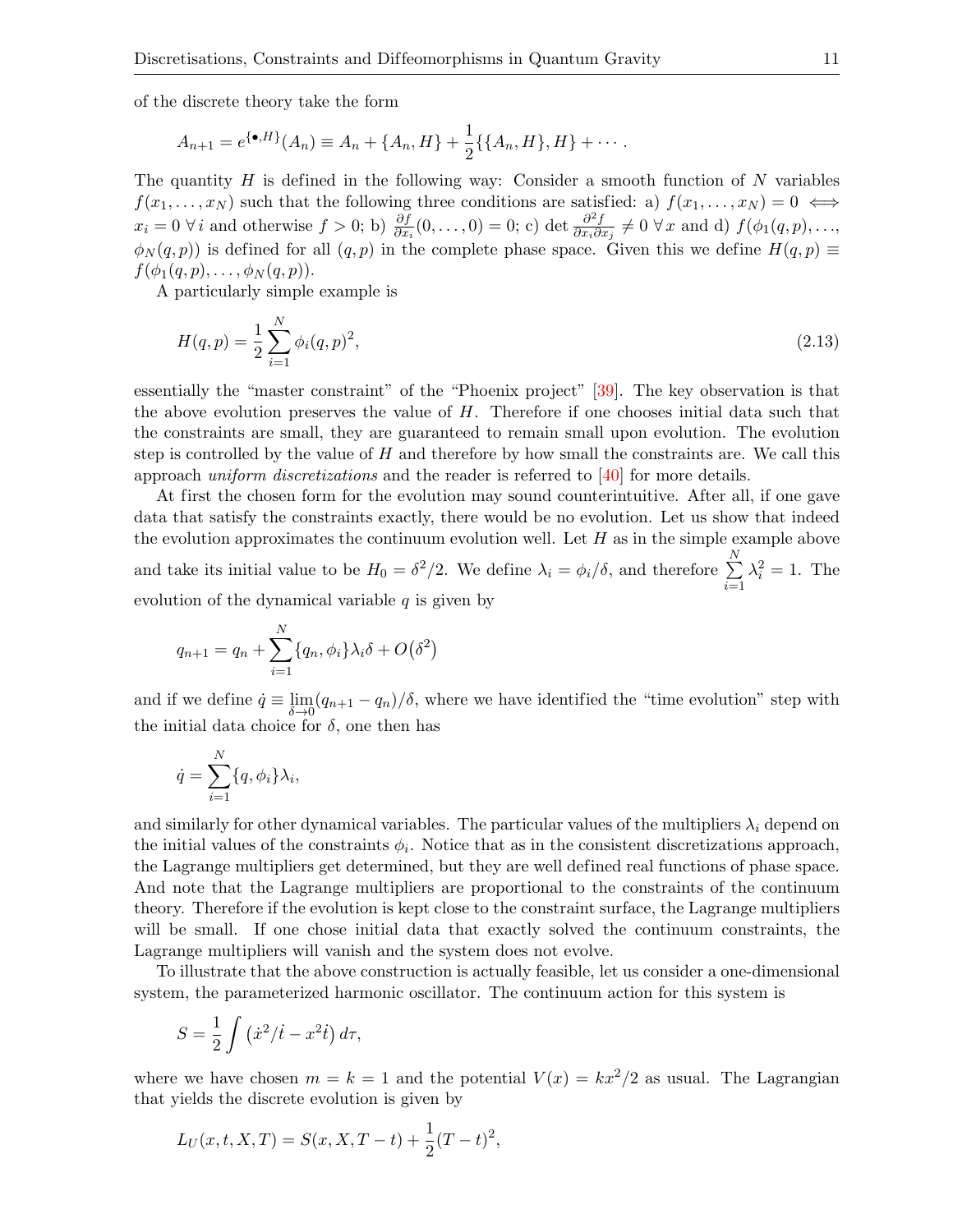of the discrete theory take the form

$$A_{n+1} = e^{\{\bullet, H\}}(A_n) \equiv A_n + \{A_n, H\} + \frac{1}{2}\{\{A_n, H\}, H\} + \cdots .$$

The quantity $H$ is defined in the following way: Consider a smooth function of $N$ variables $f(x_1, \ldots, x_N)$ such that the following three conditions are satisfied: a) $f(x_1, \ldots, x_N) = 0 \iff x_i = 0 \; \forall \, i$ and otherwise $f > 0$; b) $\frac{\partial f}{\partial x_i}(0, \ldots, 0) = 0$; c) $\det \frac{\partial^2 f}{\partial x_i \partial x_j} \neq 0 \; \forall \, x$ and d) $f(\phi_1(q,p), \ldots, \phi_N(q,p))$ is defined for all $(q,p)$ in the complete phase space. Given this we define $H(q,p) \equiv f(\phi_1(q,p), \ldots, \phi_N(q,p))$.

A particularly simple example is

$$H(q,p) = \frac{1}{2}\sum_{i=1}^{N} \phi_i(q,p)^2, \tag{2.13}$$

essentially the "master constraint" of the "Phoenix project" [39]. The key observation is that the above evolution preserves the value of $H$. Therefore if one chooses initial data such that the constraints are small, they are guaranteed to remain small upon evolution. The evolution step is controlled by the value of $H$ and therefore by how small the constraints are. We call this approach *uniform discretizations* and the reader is referred to [40] for more details.

At first the chosen form for the evolution may sound counterintuitive. After all, if one gave data that satisfy the constraints exactly, there would be no evolution. Let us show that indeed the evolution approximates the continuum evolution well. Let $H$ as in the simple example above and take its initial value to be $H_0 = \delta^2/2$. We define $\lambda_i = \phi_i/\delta$, and therefore $\sum_{i=1}^{N} \lambda_i^2 = 1$. The evolution of the dynamical variable $q$ is given by

$$q_{n+1} = q_n + \sum_{i=1}^{N} \{q_n, \phi_i\}\lambda_i \delta + O\big(\delta^2\big)$$

and if we define $\dot{q} \equiv \lim_{\delta \to 0}(q_{n+1} - q_n)/\delta$, where we have identified the "time evolution" step with the initial data choice for $\delta$, one then has

$$\dot{q} = \sum_{i=1}^{N} \{q, \phi_i\}\lambda_i,$$

and similarly for other dynamical variables. The particular values of the multipliers $\lambda_i$ depend on the initial values of the constraints $\phi_i$. Notice that as in the consistent discretizations approach, the Lagrange multipliers get determined, but they are well defined real functions of phase space. And note that the Lagrange multipliers are proportional to the constraints of the continuum theory. Therefore if the evolution is kept close to the constraint surface, the Lagrange multipliers will be small. If one chose initial data that exactly solved the continuum constraints, the Lagrange multipliers will vanish and the system does not evolve.

To illustrate that the above construction is actually feasible, let us consider a one-dimensional system, the parameterized harmonic oscillator. The continuum action for this system is

$$S = \frac{1}{2}\int \left(\dot{x}^2/\dot{t} - x^2 \dot{t}\right) d\tau,$$

where we have chosen $m = k = 1$ and the potential $V(x) = kx^2/2$ as usual. The Lagrangian that yields the discrete evolution is given by

$$L_U(x, t, X, T) = S(x, X, T - t) + \frac{1}{2}(T - t)^2,$$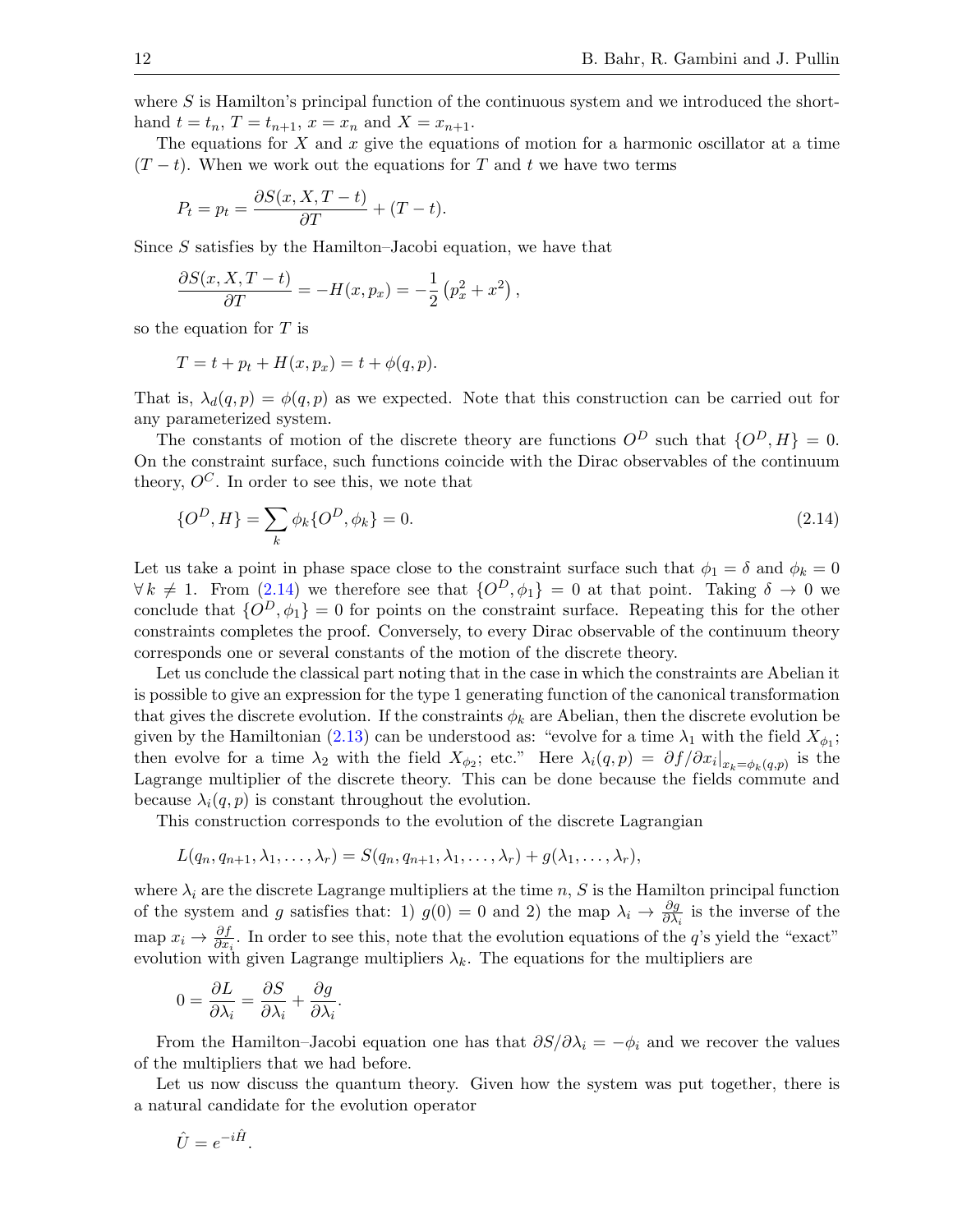where $S$ is Hamilton's principal function of the continuous system and we introduced the short-hand $t = t_n$, $T = t_{n+1}$, $x = x_n$ and $X = x_{n+1}$.

The equations for $X$ and $x$ give the equations of motion for a harmonic oscillator at a time $(T - t)$. When we work out the equations for $T$ and $t$ we have two terms

$$P_t = p_t = \frac{\partial S(x, X, T - t)}{\partial T} + (T - t).$$

Since $S$ satisfies by the Hamilton–Jacobi equation, we have that

$$\frac{\partial S(x, X, T - t)}{\partial T} = -H(x, p_x) = -\frac{1}{2}\left(p_x^2 + x^2\right),$$

so the equation for $T$ is

$$T = t + p_t + H(x, p_x) = t + \phi(q, p).$$

That is, $\lambda_d(q, p) = \phi(q, p)$ as we expected. Note that this construction can be carried out for any parameterized system.

The constants of motion of the discrete theory are functions $O^D$ such that $\{O^D, H\} = 0$. On the constraint surface, such functions coincide with the Dirac observables of the continuum theory, $O^C$. In order to see this, we note that

$$\{O^D, H\} = \sum_k \phi_k \{O^D, \phi_k\} = 0. \tag{2.14}$$

Let us take a point in phase space close to the constraint surface such that $\phi_1 = \delta$ and $\phi_k = 0$ $\forall\, k \neq 1$. From (2.14) we therefore see that $\{O^D, \phi_1\} = 0$ at that point. Taking $\delta \to 0$ we conclude that $\{O^D, \phi_1\} = 0$ for points on the constraint surface. Repeating this for the other constraints completes the proof. Conversely, to every Dirac observable of the continuum theory corresponds one or several constants of the motion of the discrete theory.

Let us conclude the classical part noting that in the case in which the constraints are Abelian it is possible to give an expression for the type 1 generating function of the canonical transformation that gives the discrete evolution. If the constraints $\phi_k$ are Abelian, then the discrete evolution be given by the Hamiltonian (2.13) can be understood as: "evolve for a time $\lambda_1$ with the field $X_{\phi_1}$; then evolve for a time $\lambda_2$ with the field $X_{\phi_2}$; etc." Here $\lambda_i(q, p) = \partial f / \partial x_i|_{x_k = \phi_k(q,p)}$ is the Lagrange multiplier of the discrete theory. This can be done because the fields commute and because $\lambda_i(q, p)$ is constant throughout the evolution.

This construction corresponds to the evolution of the discrete Lagrangian

$$L(q_n, q_{n+1}, \lambda_1, \ldots, \lambda_r) = S(q_n, q_{n+1}, \lambda_1, \ldots, \lambda_r) + g(\lambda_1, \ldots, \lambda_r),$$

where $\lambda_i$ are the discrete Lagrange multipliers at the time $n$, $S$ is the Hamilton principal function of the system and $g$ satisfies that: 1) $g(0) = 0$ and 2) the map $\lambda_i \to \frac{\partial g}{\partial \lambda_i}$ is the inverse of the map $x_i \to \frac{\partial f}{\partial x_i}$. In order to see this, note that the evolution equations of the $q$'s yield the "exact" evolution with given Lagrange multipliers $\lambda_k$. The equations for the multipliers are

$$0 = \frac{\partial L}{\partial \lambda_i} = \frac{\partial S}{\partial \lambda_i} + \frac{\partial g}{\partial \lambda_i}.$$

From the Hamilton–Jacobi equation one has that $\partial S / \partial \lambda_i = -\phi_i$ and we recover the values of the multipliers that we had before.

Let us now discuss the quantum theory. Given how the system was put together, there is a natural candidate for the evolution operator

$$\hat{U} = e^{-i\hat{H}}.$$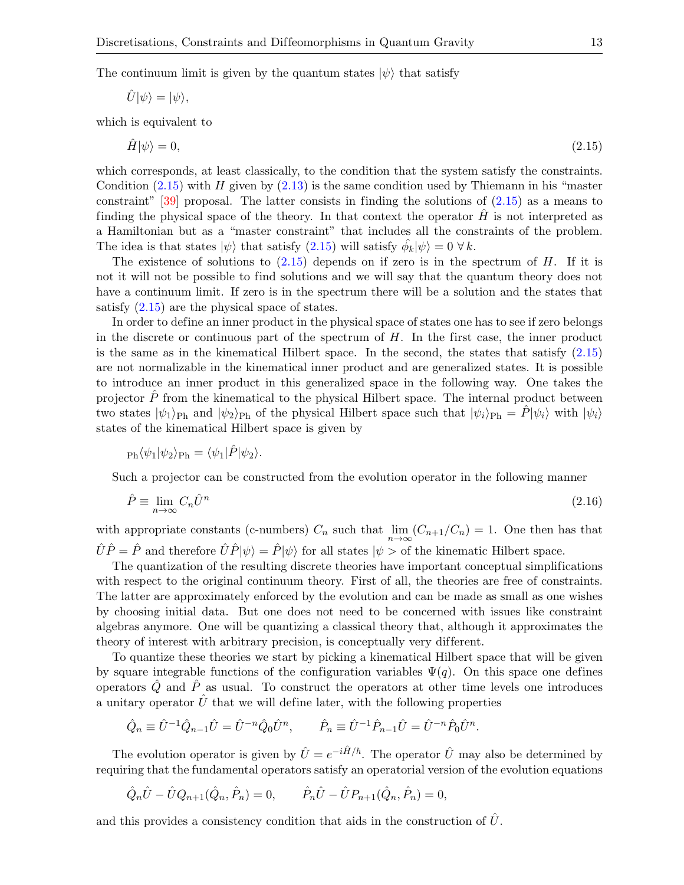The continuum limit is given by the quantum states $|\psi\rangle$ that satisfy

$$\hat{U}|\psi\rangle = |\psi\rangle,$$

which is equivalent to

$$\hat{H}|\psi\rangle = 0, \tag{2.15}$$

which corresponds, at least classically, to the condition that the system satisfy the constraints. Condition (2.15) with $H$ given by (2.13) is the same condition used by Thiemann in his "master constraint" [39] proposal. The latter consists in finding the solutions of (2.15) as a means to finding the physical space of the theory. In that context the operator $\hat{H}$ is not interpreted as a Hamiltonian but as a "master constraint" that includes all the constraints of the problem. The idea is that states $|\psi\rangle$ that satisfy (2.15) will satisfy $\hat{\phi_k}|\psi\rangle = 0 \; \forall \, k$.

The existence of solutions to (2.15) depends on if zero is in the spectrum of $H$. If it is not it will not be possible to find solutions and we will say that the quantum theory does not have a continuum limit. If zero is in the spectrum there will be a solution and the states that satisfy (2.15) are the physical space of states.

In order to define an inner product in the physical space of states one has to see if zero belongs in the discrete or continuous part of the spectrum of $H$. In the first case, the inner product is the same as in the kinematical Hilbert space. In the second, the states that satisfy (2.15) are not normalizable in the kinematical inner product and are generalized states. It is possible to introduce an inner product in this generalized space in the following way. One takes the projector $\hat{P}$ from the kinematical to the physical Hilbert space. The internal product between two states $|\psi_1\rangle_{\rm Ph}$ and $|\psi_2\rangle_{\rm Ph}$ of the physical Hilbert space such that $|\psi_i\rangle_{\rm Ph} = \hat{P}|\psi_i\rangle$ with $|\psi_i\rangle$ states of the kinematical Hilbert space is given by

$${}_{\rm Ph}\langle\psi_1|\psi_2\rangle_{\rm Ph} = \langle\psi_1|\hat{P}|\psi_2\rangle.$$

Such a projector can be constructed from the evolution operator in the following manner

$$\hat{P} \equiv \lim_{n\to\infty} C_n \hat{U}^n \tag{2.16}$$

with appropriate constants (c-numbers) $C_n$ such that $\lim_{n\to\infty}(C_{n+1}/C_n) = 1$. One then has that $\hat{U}\hat{P} = \hat{P}$ and therefore $\hat{U}\hat{P}|\psi\rangle = \hat{P}|\psi\rangle$ for all states $|\psi>$ of the kinematic Hilbert space.

The quantization of the resulting discrete theories have important conceptual simplifications with respect to the original continuum theory. First of all, the theories are free of constraints. The latter are approximately enforced by the evolution and can be made as small as one wishes by choosing initial data. But one does not need to be concerned with issues like constraint algebras anymore. One will be quantizing a classical theory that, although it approximates the theory of interest with arbitrary precision, is conceptually very different.

To quantize these theories we start by picking a kinematical Hilbert space that will be given by square integrable functions of the configuration variables $\Psi(q)$. On this space one defines operators $\hat{Q}$ and $\hat{P}$ as usual. To construct the operators at other time levels one introduces a unitary operator $\hat{U}$ that we will define later, with the following properties

$$\hat{Q}_n \equiv \hat{U}^{-1}\hat{Q}_{n-1}\hat{U} = \hat{U}^{-n}\hat{Q}_0\hat{U}^n, \qquad \hat{P}_n \equiv \hat{U}^{-1}\hat{P}_{n-1}\hat{U} = \hat{U}^{-n}\hat{P}_0\hat{U}^n.$$

The evolution operator is given by $\hat{U} = e^{-i\hat{H}/\hbar}$. The operator $\hat{U}$ may also be determined by requiring that the fundamental operators satisfy an operatorial version of the evolution equations

$$\hat{Q}_n\hat{U} - \hat{U}Q_{n+1}(\hat{Q}_n, \hat{P}_n) = 0, \qquad \hat{P}_n\hat{U} - \hat{U}P_{n+1}(\hat{Q}_n, \hat{P}_n) = 0,$$

and this provides a consistency condition that aids in the construction of $\hat{U}$.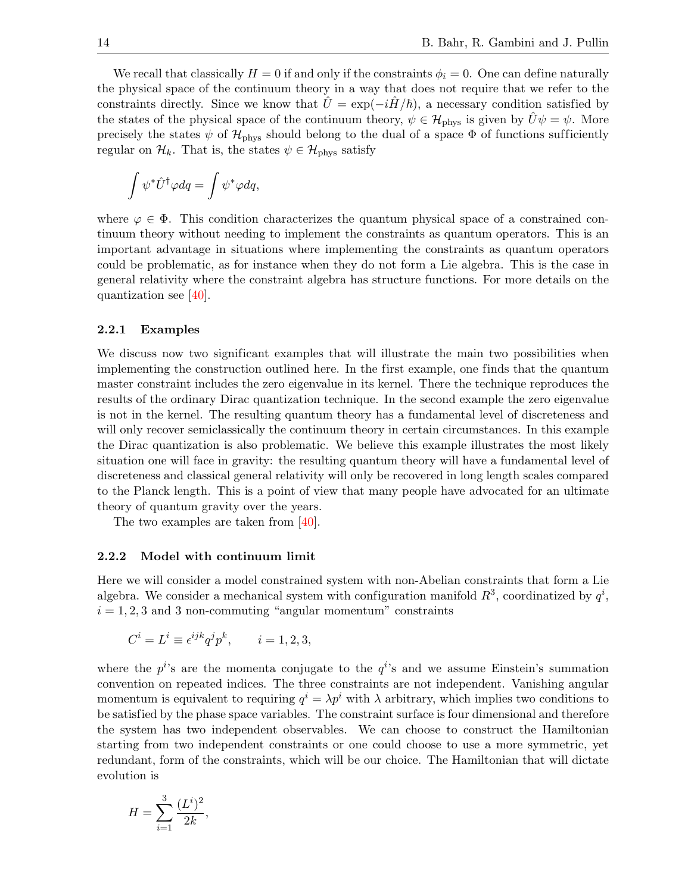We recall that classically $H = 0$ if and only if the constraints $\phi_i = 0$. One can define naturally the physical space of the continuum theory in a way that does not require that we refer to the constraints directly. Since we know that $\hat{U} = \exp(-i\hat{H}/\hbar)$, a necessary condition satisfied by the states of the physical space of the continuum theory, $\psi \in \mathcal{H}_{\rm phys}$ is given by $\hat{U}\psi = \psi$. More precisely the states $\psi$ of $\mathcal{H}_{\rm phys}$ should belong to the dual of a space $\Phi$ of functions sufficiently regular on $\mathcal{H}_k$. That is, the states $\psi \in \mathcal{H}_{\rm phys}$ satisfy

$$\int \psi^* \hat{U}^\dagger \varphi dq = \int \psi^* \varphi dq,$$

where $\varphi \in \Phi$. This condition characterizes the quantum physical space of a constrained continuum theory without needing to implement the constraints as quantum operators. This is an important advantage in situations where implementing the constraints as quantum operators could be problematic, as for instance when they do not form a Lie algebra. This is the case in general relativity where the constraint algebra has structure functions. For more details on the quantization see [40].

### 2.2.1 Examples

We discuss now two significant examples that will illustrate the main two possibilities when implementing the construction outlined here. In the first example, one finds that the quantum master constraint includes the zero eigenvalue in its kernel. There the technique reproduces the results of the ordinary Dirac quantization technique. In the second example the zero eigenvalue is not in the kernel. The resulting quantum theory has a fundamental level of discreteness and will only recover semiclassically the continuum theory in certain circumstances. In this example the Dirac quantization is also problematic. We believe this example illustrates the most likely situation one will face in gravity: the resulting quantum theory will have a fundamental level of discreteness and classical general relativity will only be recovered in long length scales compared to the Planck length. This is a point of view that many people have advocated for an ultimate theory of quantum gravity over the years.

The two examples are taken from [40].

### 2.2.2 Model with continuum limit

Here we will consider a model constrained system with non-Abelian constraints that form a Lie algebra. We consider a mechanical system with configuration manifold $R^3$, coordinatized by $q^i$, $i = 1, 2, 3$ and 3 non-commuting "angular momentum" constraints

$$C^i = L^i \equiv \epsilon^{ijk} q^j p^k, \qquad i = 1, 2, 3,$$

where the $p^i$'s are the momenta conjugate to the $q^i$'s and we assume Einstein's summation convention on repeated indices. The three constraints are not independent. Vanishing angular momentum is equivalent to requiring $q^i = \lambda p^i$ with $\lambda$ arbitrary, which implies two conditions to be satisfied by the phase space variables. The constraint surface is four dimensional and therefore the system has two independent observables. We can choose to construct the Hamiltonian starting from two independent constraints or one could choose to use a more symmetric, yet redundant, form of the constraints, which will be our choice. The Hamiltonian that will dictate evolution is

$$H = \sum_{i=1}^{3} \frac{(L^i)^2}{2k},$$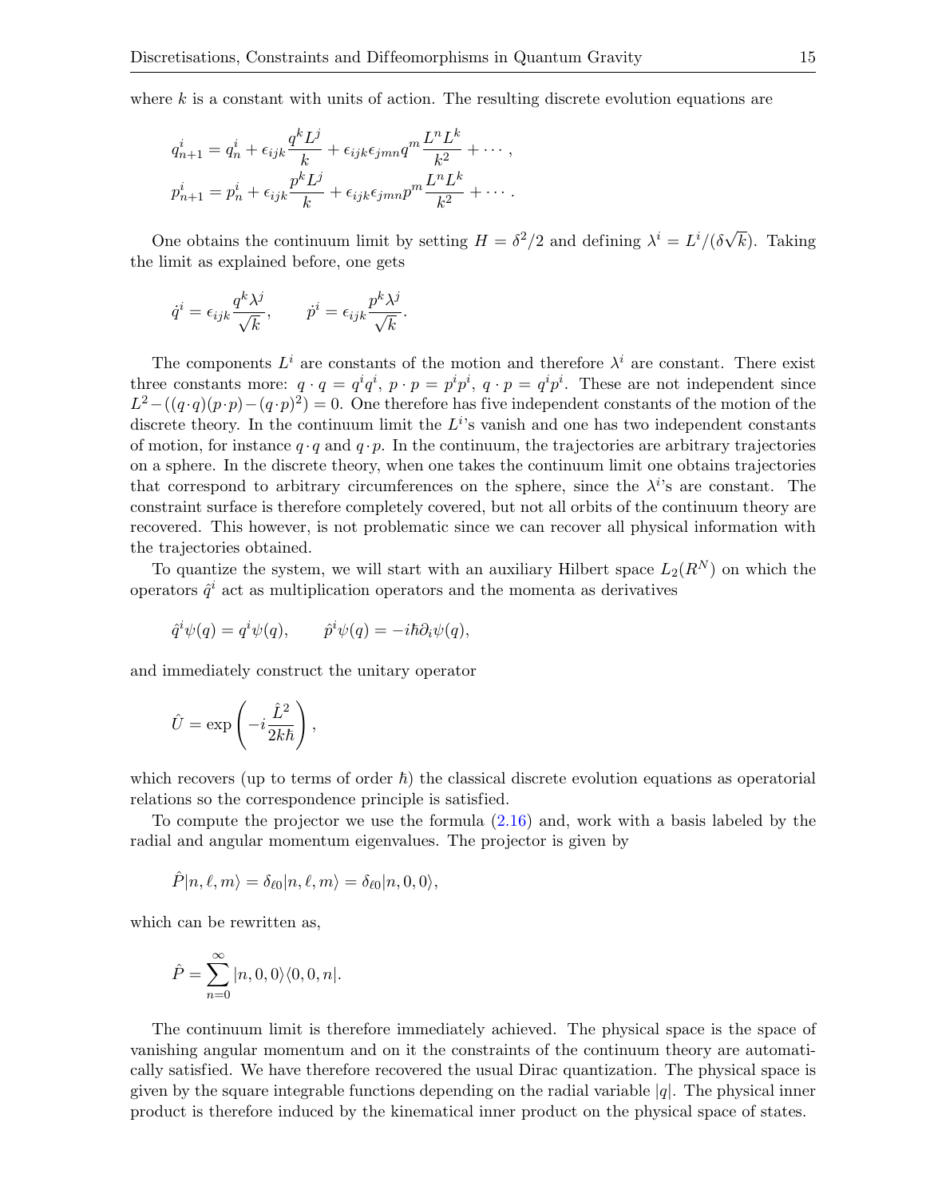where $k$ is a constant with units of action. The resulting discrete evolution equations are

$$
\begin{aligned}
q^i_{n+1} &= q^i_n + \epsilon_{ijk}\frac{q^k L^j}{k} + \epsilon_{ijk}\epsilon_{jmn} q^m \frac{L^n L^k}{k^2} + \cdots\,, \\
p^i_{n+1} &= p^i_n + \epsilon_{ijk}\frac{p^k L^j}{k} + \epsilon_{ijk}\epsilon_{jmn} p^m \frac{L^n L^k}{k^2} + \cdots\,.
\end{aligned}
$$

One obtains the continuum limit by setting $H = \delta^2/2$ and defining $\lambda^i = L^i/(\delta\sqrt{k})$. Taking the limit as explained before, one gets

$$
\dot{q}^i = \epsilon_{ijk}\frac{q^k \lambda^j}{\sqrt{k}}, \qquad \dot{p}^i = \epsilon_{ijk}\frac{p^k \lambda^j}{\sqrt{k}}.
$$

The components $L^i$ are constants of the motion and therefore $\lambda^i$ are constant. There exist three constants more: $q \cdot q = q^i q^i$, $p \cdot p = p^i p^i$, $q \cdot p = q^i p^i$. These are not independent since $L^2 - ((q\cdot q)(p\cdot p) - (q\cdot p)^2) = 0$. One therefore has five independent constants of the motion of the discrete theory. In the continuum limit the $L^i$'s vanish and one has two independent constants of motion, for instance $q \cdot q$ and $q \cdot p$. In the continuum, the trajectories are arbitrary trajectories on a sphere. In the discrete theory, when one takes the continuum limit one obtains trajectories that correspond to arbitrary circumferences on the sphere, since the $\lambda^i$'s are constant. The constraint surface is therefore completely covered, but not all orbits of the continuum theory are recovered. This however, is not problematic since we can recover all physical information with the trajectories obtained.

To quantize the system, we will start with an auxiliary Hilbert space $L_2(R^N)$ on which the operators $\hat{q}^i$ act as multiplication operators and the momenta as derivatives

$$
\hat{q}^i \psi(q) = q^i \psi(q), \qquad \hat{p}^i \psi(q) = -i\hbar \partial_i \psi(q),
$$

and immediately construct the unitary operator

$$
\hat{U} = \exp\left(-i\frac{\hat{L}^2}{2k\hbar}\right),
$$

which recovers (up to terms of order $\hbar$) the classical discrete evolution equations as operatorial relations so the correspondence principle is satisfied.

To compute the projector we use the formula (2.16) and, work with a basis labeled by the radial and angular momentum eigenvalues. The projector is given by

$$
\hat{P}|n, \ell, m\rangle = \delta_{\ell 0}|n, \ell, m\rangle = \delta_{\ell 0}|n, 0, 0\rangle,
$$

which can be rewritten as,

$$
\hat{P} = \sum_{n=0}^{\infty} |n, 0, 0\rangle\langle 0, 0, n|.
$$

The continuum limit is therefore immediately achieved. The physical space is the space of vanishing angular momentum and on it the constraints of the continuum theory are automatically satisfied. We have therefore recovered the usual Dirac quantization. The physical space is given by the square integrable functions depending on the radial variable $|q|$. The physical inner product is therefore induced by the kinematical inner product on the physical space of states.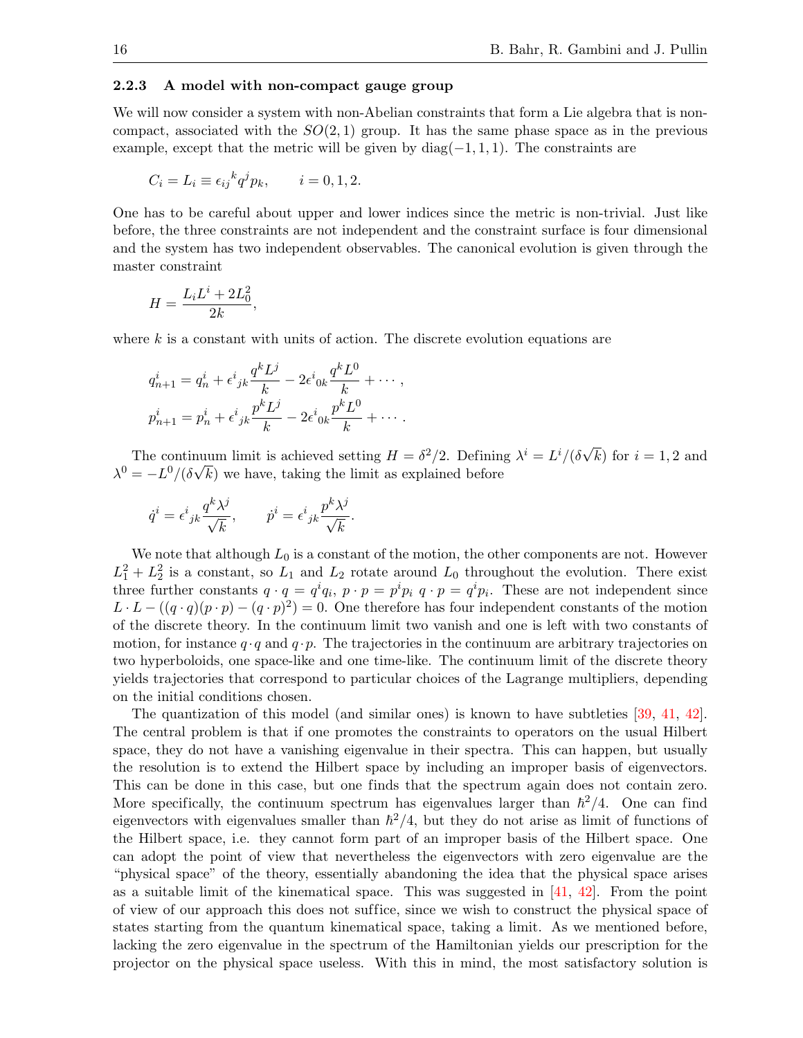### 2.2.3 A model with non-compact gauge group

We will now consider a system with non-Abelian constraints that form a Lie algebra that is non-compact, associated with the $SO(2,1)$ group. It has the same phase space as in the previous example, except that the metric will be given by diag$(-1,1,1)$. The constraints are

$$C_i = L_i \equiv \epsilon_{ij}{}^{k} q^j p_k, \qquad i = 0, 1, 2.$$

One has to be careful about upper and lower indices since the metric is non-trivial. Just like before, the three constraints are not independent and the constraint surface is four dimensional and the system has two independent observables. The canonical evolution is given through the master constraint

$$H = \frac{L_i L^i + 2L_0^2}{2k},$$

where $k$ is a constant with units of action. The discrete evolution equations are

$$q^i_{n+1} = q^i_n + \epsilon^i{}_{jk}\frac{q^k L^j}{k} - 2\epsilon^i{}_{0k}\frac{q^k L^0}{k} + \cdots,$$
$$p^i_{n+1} = p^i_n + \epsilon^i{}_{jk}\frac{p^k L^j}{k} - 2\epsilon^i{}_{0k}\frac{p^k L^0}{k} + \cdots.$$

The continuum limit is achieved setting $H = \delta^2/2$. Defining $\lambda^i = L^i/(\delta\sqrt{k})$ for $i = 1, 2$ and $\lambda^0 = -L^0/(\delta\sqrt{k})$ we have, taking the limit as explained before

$$\dot{q}^i = \epsilon^i{}_{jk}\frac{q^k \lambda^j}{\sqrt{k}}, \qquad \dot{p}^i = \epsilon^i{}_{jk}\frac{p^k \lambda^j}{\sqrt{k}}.$$

We note that although $L_0$ is a constant of the motion, the other components are not. However $L_1^2 + L_2^2$ is a constant, so $L_1$ and $L_2$ rotate around $L_0$ throughout the evolution. There exist three further constants $q \cdot q = q^i q_i$, $p \cdot p = p^i p_i$ $q \cdot p = q^i p_i$. These are not independent since $L \cdot L - ((q \cdot q)(p \cdot p) - (q \cdot p)^2) = 0$. One therefore has four independent constants of the motion of the discrete theory. In the continuum limit two vanish and one is left with two constants of motion, for instance $q \cdot q$ and $q \cdot p$. The trajectories in the continuum are arbitrary trajectories on two hyperboloids, one space-like and one time-like. The continuum limit of the discrete theory yields trajectories that correspond to particular choices of the Lagrange multipliers, depending on the initial conditions chosen.

The quantization of this model (and similar ones) is known to have subtleties [39, 41, 42]. The central problem is that if one promotes the constraints to operators on the usual Hilbert space, they do not have a vanishing eigenvalue in their spectra. This can happen, but usually the resolution is to extend the Hilbert space by including an improper basis of eigenvectors. This can be done in this case, but one finds that the spectrum again does not contain zero. More specifically, the continuum spectrum has eigenvalues larger than $\hbar^2/4$. One can find eigenvectors with eigenvalues smaller than $\hbar^2/4$, but they do not arise as limit of functions of the Hilbert space, i.e. they cannot form part of an improper basis of the Hilbert space. One can adopt the point of view that nevertheless the eigenvectors with zero eigenvalue are the "physical space" of the theory, essentially abandoning the idea that the physical space arises as a suitable limit of the kinematical space. This was suggested in [41, 42]. From the point of view of our approach this does not suffice, since we wish to construct the physical space of states starting from the quantum kinematical space, taking a limit. As we mentioned before, lacking the zero eigenvalue in the spectrum of the Hamiltonian yields our prescription for the projector on the physical space useless. With this in mind, the most satisfactory solution is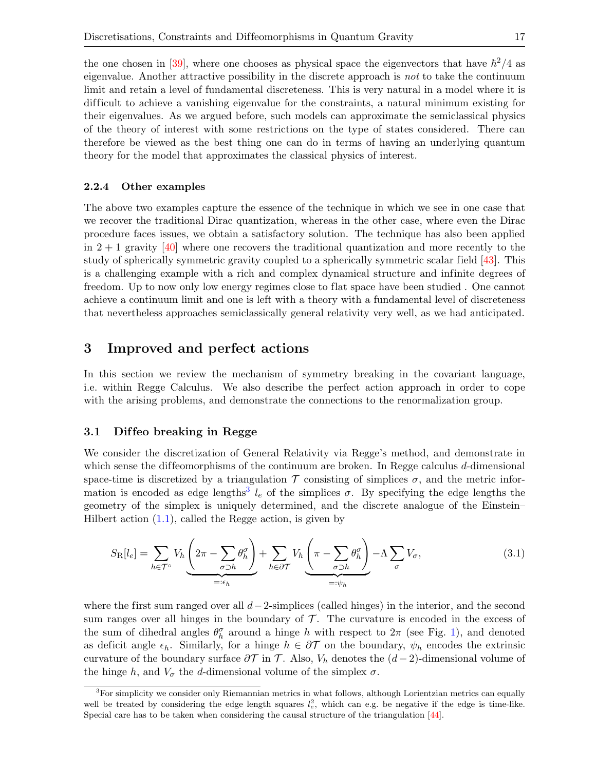the one chosen in [39], where one chooses as physical space the eigenvectors that have $\hbar^2/4$ as eigenvalue. Another attractive possibility in the discrete approach is *not* to take the continuum limit and retain a level of fundamental discreteness. This is very natural in a model where it is difficult to achieve a vanishing eigenvalue for the constraints, a natural minimum existing for their eigenvalues. As we argued before, such models can approximate the semiclassical physics of the theory of interest with some restrictions on the type of states considered. There can therefore be viewed as the best thing one can do in terms of having an underlying quantum theory for the model that approximates the classical physics of interest.

### 2.2.4 Other examples

The above two examples capture the essence of the technique in which we see in one case that we recover the traditional Dirac quantization, whereas in the other case, where even the Dirac procedure faces issues, we obtain a satisfactory solution. The technique has also been applied in $2+1$ gravity [40] where one recovers the traditional quantization and more recently to the study of spherically symmetric gravity coupled to a spherically symmetric scalar field [43]. This is a challenging example with a rich and complex dynamical structure and infinite degrees of freedom. Up to now only low energy regimes close to flat space have been studied . One cannot achieve a continuum limit and one is left with a theory with a fundamental level of discreteness that nevertheless approaches semiclassically general relativity very well, as we had anticipated.

# 3 Improved and perfect actions

In this section we review the mechanism of symmetry breaking in the covariant language, i.e. within Regge Calculus. We also describe the perfect action approach in order to cope with the arising problems, and demonstrate the connections to the renormalization group.

## 3.1 Diffeo breaking in Regge

We consider the discretization of General Relativity via Regge's method, and demonstrate in which sense the diffeomorphisms of the continuum are broken. In Regge calculus $d$-dimensional space-time is discretized by a triangulation $\mathcal{T}$ consisting of simplices $\sigma$, and the metric information is encoded as edge lengths[3] $l_e$ of the simplices $\sigma$. By specifying the edge lengths the geometry of the simplex is uniquely determined, and the discrete analogue of the Einstein–Hilbert action (1.1), called the Regge action, is given by

$$S_{\mathrm{R}}[l_e] = \sum_{h\in\mathcal{T}^\circ} V_h \underbrace{\left(2\pi - \sum_{\sigma\supset h}\theta_h^\sigma\right)}_{=:\epsilon_h} + \sum_{h\in\partial\mathcal{T}} V_h \underbrace{\left(\pi - \sum_{\sigma\supset h}\theta_h^\sigma\right)}_{=:\psi_h} - \Lambda\sum_\sigma V_\sigma, \tag{3.1}$$

where the first sum ranged over all $d-2$-simplices (called hinges) in the interior, and the second sum ranges over all hinges in the boundary of $\mathcal{T}$. The curvature is encoded in the excess of the sum of dihedral angles $\theta_h^\sigma$ around a hinge $h$ with respect to $2\pi$ (see Fig. 1), and denoted as deficit angle $\epsilon_h$. Similarly, for a hinge $h\in\partial\mathcal{T}$ on the boundary, $\psi_h$ encodes the extrinsic curvature of the boundary surface $\partial\mathcal{T}$ in $\mathcal{T}$. Also, $V_h$ denotes the $(d-2)$-dimensional volume of the hinge $h$, and $V_\sigma$ the $d$-dimensional volume of the simplex $\sigma$.

[3] For simplicity we consider only Riemannian metrics in what follows, although Lorientzian metrics can equally well be treated by considering the edge length squares $l_e^2$, which can e.g. be negative if the edge is time-like. Special care has to be taken when considering the causal structure of the triangulation [44].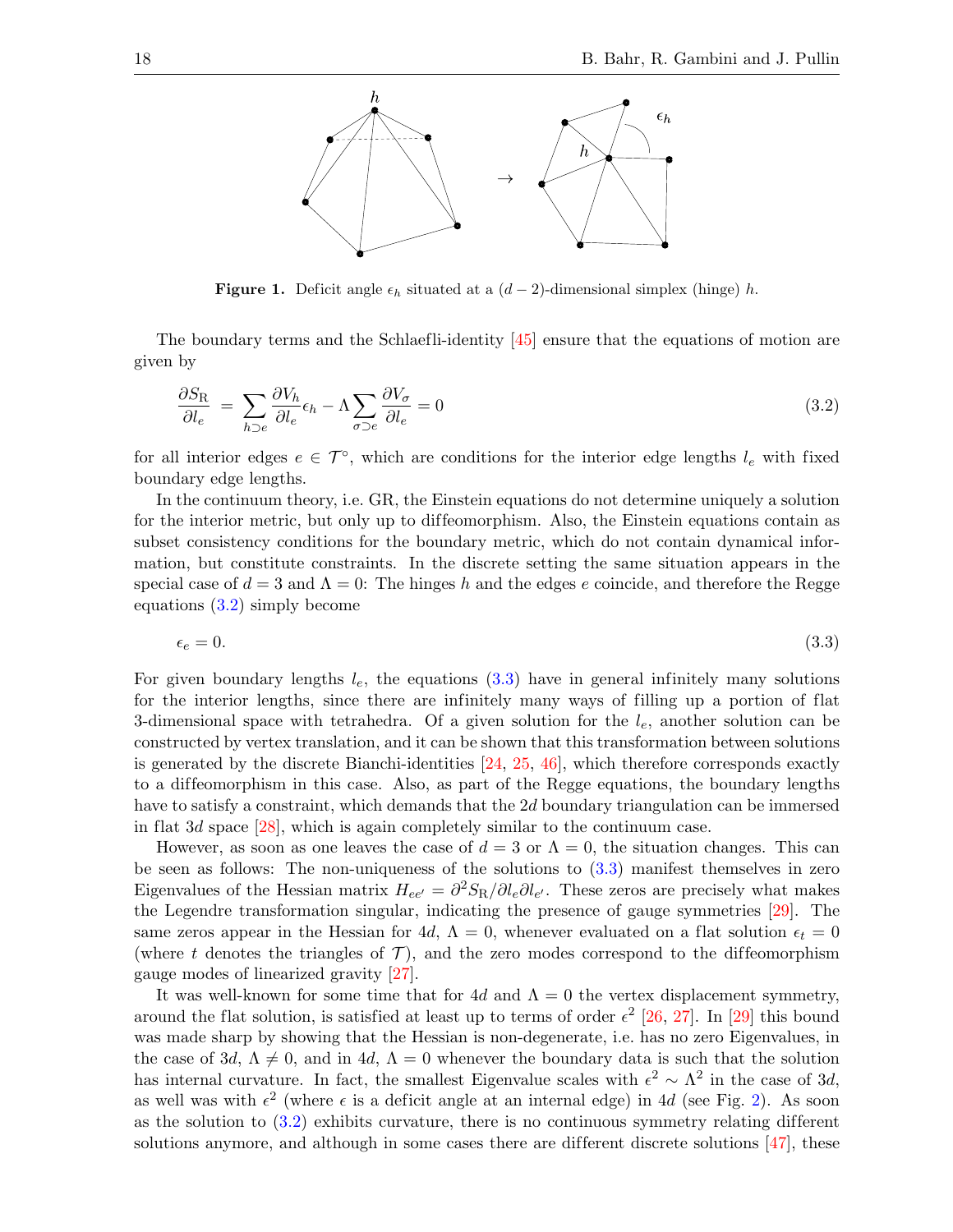**Figure 1.** Deficit angle $\epsilon_h$ situated at a $(d-2)$-dimensional simplex (hinge) $h$.

The boundary terms and the Schlaefli-identity [45] ensure that the equations of motion are given by

$$\frac{\partial S_{\rm R}}{\partial l_e} = \sum_{h \supset e} \frac{\partial V_h}{\partial l_e} \epsilon_h - \Lambda \sum_{\sigma \supset e} \frac{\partial V_\sigma}{\partial l_e} = 0 \tag{3.2}$$

for all interior edges $e \in \mathcal{T}^\circ$, which are conditions for the interior edge lengths $l_e$ with fixed boundary edge lengths.

In the continuum theory, i.e. GR, the Einstein equations do not determine uniquely a solution for the interior metric, but only up to diffeomorphism. Also, the Einstein equations contain as subset consistency conditions for the boundary metric, which do not contain dynamical information, but constitute constraints. In the discrete setting the same situation appears in the special case of $d = 3$ and $\Lambda = 0$: The hinges $h$ and the edges $e$ coincide, and therefore the Regge equations (3.2) simply become

$$\epsilon_e = 0. \tag{3.3}$$

For given boundary lengths $l_e$, the equations (3.3) have in general infinitely many solutions for the interior lengths, since there are infinitely many ways of filling up a portion of flat 3-dimensional space with tetrahedra. Of a given solution for the $l_e$, another solution can be constructed by vertex translation, and it can be shown that this transformation between solutions is generated by the discrete Bianchi-identities [24, 25, 46], which therefore corresponds exactly to a diffeomorphism in this case. Also, as part of the Regge equations, the boundary lengths have to satisfy a constraint, which demands that the $2d$ boundary triangulation can be immersed in flat $3d$ space [28], which is again completely similar to the continuum case.

However, as soon as one leaves the case of $d = 3$ or $\Lambda = 0$, the situation changes. This can be seen as follows: The non-uniqueness of the solutions to (3.3) manifest themselves in zero Eigenvalues of the Hessian matrix $H_{ee'} = \partial^2 S_{\rm R}/\partial l_e \partial l_{e'}$. These zeros are precisely what makes the Legendre transformation singular, indicating the presence of gauge symmetries [29]. The same zeros appear in the Hessian for $4d$, $\Lambda = 0$, whenever evaluated on a flat solution $\epsilon_t = 0$ (where $t$ denotes the triangles of $\mathcal{T}$), and the zero modes correspond to the diffeomorphism gauge modes of linearized gravity [27].

It was well-known for some time that for $4d$ and $\Lambda = 0$ the vertex displacement symmetry, around the flat solution, is satisfied at least up to terms of order $\epsilon^2$ [26, 27]. In [29] this bound was made sharp by showing that the Hessian is non-degenerate, i.e. has no zero Eigenvalues, in the case of $3d$, $\Lambda \neq 0$, and in $4d$, $\Lambda = 0$ whenever the boundary data is such that the solution has internal curvature. In fact, the smallest Eigenvalue scales with $\epsilon^2 \sim \Lambda^2$ in the case of $3d$, as well was with $\epsilon^2$ (where $\epsilon$ is a deficit angle at an internal edge) in $4d$ (see Fig. 2). As soon as the solution to (3.2) exhibits curvature, there is no continuous symmetry relating different solutions anymore, and although in some cases there are different discrete solutions [47], these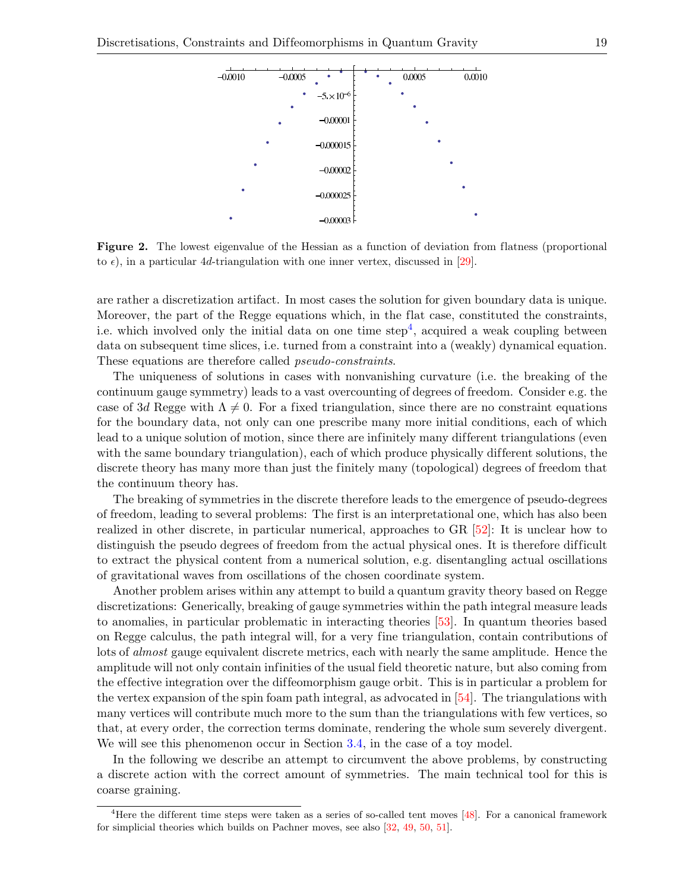**Figure 2.** The lowest eigenvalue of the Hessian as a function of deviation from flatness (proportional to $\epsilon$), in a particular $4d$-triangulation with one inner vertex, discussed in [29].

are rather a discretization artifact. In most cases the solution for given boundary data is unique. Moreover, the part of the Regge equations which, in the flat case, constituted the constraints, i.e. which involved only the initial data on one time step[4], acquired a weak coupling between data on subsequent time slices, i.e. turned from a constraint into a (weakly) dynamical equation. These equations are therefore called *pseudo-constraints*.

The uniqueness of solutions in cases with nonvanishing curvature (i.e. the breaking of the continuum gauge symmetry) leads to a vast overcounting of degrees of freedom. Consider e.g. the case of $3d$ Regge with $\Lambda \neq 0$. For a fixed triangulation, since there are no constraint equations for the boundary data, not only can one prescribe many more initial conditions, each of which lead to a unique solution of motion, since there are infinitely many different triangulations (even with the same boundary triangulation), each of which produce physically different solutions, the discrete theory has many more than just the finitely many (topological) degrees of freedom that the continuum theory has.

The breaking of symmetries in the discrete therefore leads to the emergence of pseudo-degrees of freedom, leading to several problems: The first is an interpretational one, which has also been realized in other discrete, in particular numerical, approaches to GR [52]: It is unclear how to distinguish the pseudo degrees of freedom from the actual physical ones. It is therefore difficult to extract the physical content from a numerical solution, e.g. disentangling actual oscillations of gravitational waves from oscillations of the chosen coordinate system.

Another problem arises within any attempt to build a quantum gravity theory based on Regge discretizations: Generically, breaking of gauge symmetries within the path integral measure leads to anomalies, in particular problematic in interacting theories [53]. In quantum theories based on Regge calculus, the path integral will, for a very fine triangulation, contain contributions of lots of *almost* gauge equivalent discrete metrics, each with nearly the same amplitude. Hence the amplitude will not only contain infinities of the usual field theoretic nature, but also coming from the effective integration over the diffeomorphism gauge orbit. This is in particular a problem for the vertex expansion of the spin foam path integral, as advocated in [54]. The triangulations with many vertices will contribute much more to the sum than the triangulations with few vertices, so that, at every order, the correction terms dominate, rendering the whole sum severely divergent. We will see this phenomenon occur in Section 3.4, in the case of a toy model.

In the following we describe an attempt to circumvent the above problems, by constructing a discrete action with the correct amount of symmetries. The main technical tool for this is coarse graining.

[4]Here the different time steps were taken as a series of so-called tent moves [48]. For a canonical framework for simplicial theories which builds on Pachner moves, see also [32, 49, 50, 51].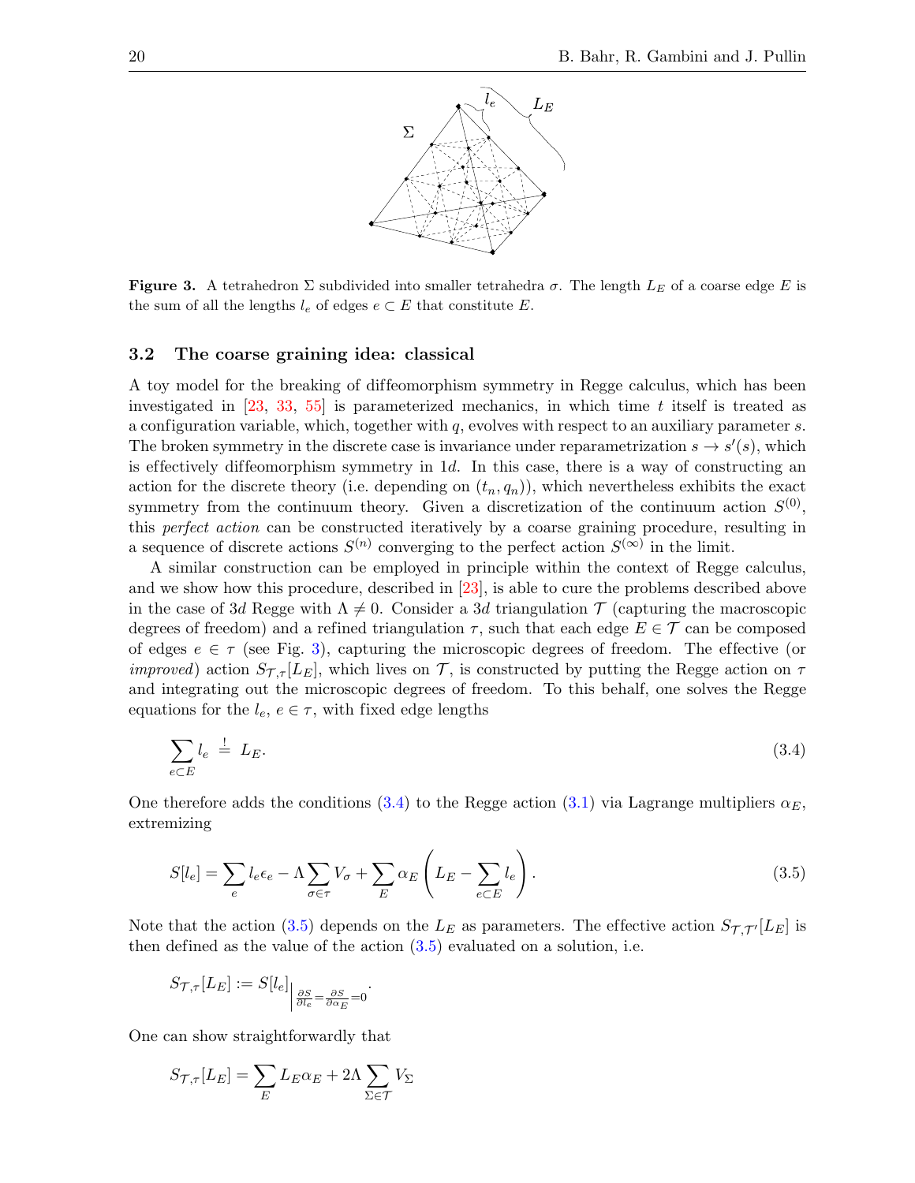**Figure 3.** A tetrahedron $\Sigma$ subdivided into smaller tetrahedra $\sigma$. The length $L_E$ of a coarse edge $E$ is the sum of all the lengths $l_e$ of edges $e \subset E$ that constitute $E$.

### 3.2 The coarse graining idea: classical

A toy model for the breaking of diffeomorphism symmetry in Regge calculus, which has been investigated in [23, 33, 55] is parameterized mechanics, in which time $t$ itself is treated as a configuration variable, which, together with $q$, evolves with respect to an auxiliary parameter $s$. The broken symmetry in the discrete case is invariance under reparametrization $s \to s'(s)$, which is effectively diffeomorphism symmetry in $1d$. In this case, there is a way of constructing an action for the discrete theory (i.e. depending on $(t_n, q_n)$), which nevertheless exhibits the exact symmetry from the continuum theory. Given a discretization of the continuum action $S^{(0)}$, this *perfect action* can be constructed iteratively by a coarse graining procedure, resulting in a sequence of discrete actions $S^{(n)}$ converging to the perfect action $S^{(\infty)}$ in the limit.

A similar construction can be employed in principle within the context of Regge calculus, and we show how this procedure, described in [23], is able to cure the problems described above in the case of $3d$ Regge with $\Lambda \neq 0$. Consider a $3d$ triangulation $\mathcal{T}$ (capturing the macroscopic degrees of freedom) and a refined triangulation $\tau$, such that each edge $E \in \mathcal{T}$ can be composed of edges $e \in \tau$ (see Fig. 3), capturing the microscopic degrees of freedom. The effective (or *improved*) action $S_{\mathcal{T},\tau}[L_E]$, which lives on $\mathcal{T}$, is constructed by putting the Regge action on $\tau$ and integrating out the microscopic degrees of freedom. To this behalf, one solves the Regge equations for the $l_e$, $e \in \tau$, with fixed edge lengths

$$\sum_{e \subset E} l_e \stackrel{!}{=} L_E. \tag{3.4}$$

One therefore adds the conditions (3.4) to the Regge action (3.1) via Lagrange multipliers $\alpha_E$, extremizing

$$S[l_e] = \sum_e l_e \epsilon_e - \Lambda \sum_{\sigma \in \tau} V_\sigma + \sum_E \alpha_E \left( L_E - \sum_{e \subset E} l_e \right). \tag{3.5}$$

Note that the action (3.5) depends on the $L_E$ as parameters. The effective action $S_{\mathcal{T},\mathcal{T}'}[L_E]$ is then defined as the value of the action (3.5) evaluated on a solution, i.e.

$$S_{\mathcal{T},\tau}[L_E] := S[l_e]\Big|_{\frac{\partial S}{\partial l_e} = \frac{\partial S}{\partial \alpha_E} = 0}.$$

One can show straightforwardly that

$$S_{\mathcal{T},\tau}[L_E] = \sum_E L_E \alpha_E + 2\Lambda \sum_{\Sigma \in \mathcal{T}} V_\Sigma$$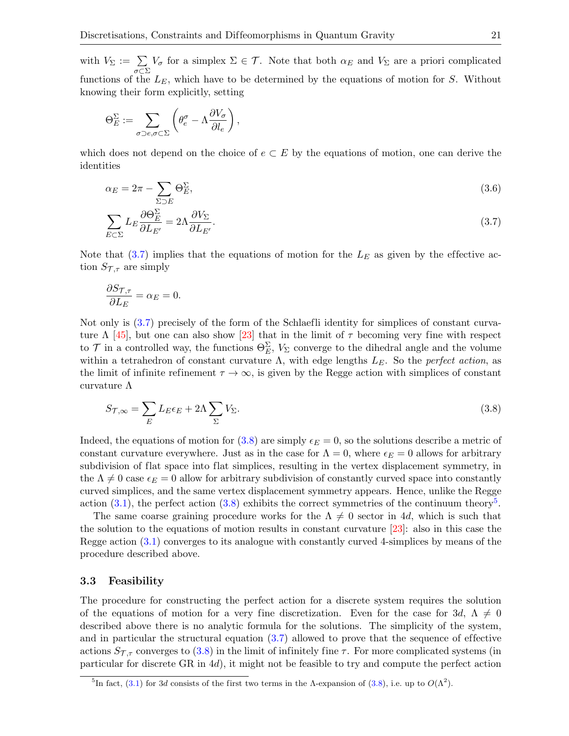with $V_\Sigma := \sum_{\sigma\subset\Sigma} V_\sigma$ for a simplex $\Sigma \in \mathcal{T}$. Note that both $\alpha_E$ and $V_\Sigma$ are a priori complicated functions of the $L_E$, which have to be determined by the equations of motion for $S$. Without knowing their form explicitly, setting

$$\Theta_E^\Sigma := \sum_{\sigma\supset e, \sigma\subset\Sigma} \left(\theta_e^\sigma - \Lambda \frac{\partial V_\sigma}{\partial l_e}\right),$$

which does not depend on the choice of $e \subset E$ by the equations of motion, one can derive the identities

$$\alpha_E = 2\pi - \sum_{\Sigma\supset E} \Theta_E^\Sigma, \tag{3.6}$$

$$\sum_{E\subset\Sigma} L_E \frac{\partial \Theta_E^\Sigma}{\partial L_{E'}} = 2\Lambda \frac{\partial V_\Sigma}{\partial L_{E'}}. \tag{3.7}$$

Note that (3.7) implies that the equations of motion for the $L_E$ as given by the effective action $S_{\mathcal{T},\tau}$ are simply

$$\frac{\partial S_{\mathcal{T},\tau}}{\partial L_E} = \alpha_E = 0.$$

Not only is (3.7) precisely of the form of the Schlaefli identity for simplices of constant curvature $\Lambda$ [45], but one can also show [23] that in the limit of $\tau$ becoming very fine with respect to $\mathcal{T}$ in a controlled way, the functions $\Theta_E^\Sigma$, $V_\Sigma$ converge to the dihedral angle and the volume within a tetrahedron of constant curvature $\Lambda$, with edge lengths $L_E$. So the *perfect action*, as the limit of infinite refinement $\tau \to \infty$, is given by the Regge action with simplices of constant curvature $\Lambda$

$$S_{\mathcal{T},\infty} = \sum_E L_E \epsilon_E + 2\Lambda \sum_\Sigma V_\Sigma. \tag{3.8}$$

Indeed, the equations of motion for (3.8) are simply $\epsilon_E = 0$, so the solutions describe a metric of constant curvature everywhere. Just as in the case for $\Lambda = 0$, where $\epsilon_E = 0$ allows for arbitrary subdivision of flat space into flat simplices, resulting in the vertex displacement symmetry, in the $\Lambda \neq 0$ case $\epsilon_E = 0$ allow for arbitrary subdivision of constantly curved space into constantly curved simplices, and the same vertex displacement symmetry appears. Hence, unlike the Regge action (3.1), the perfect action (3.8) exhibits the correct symmetries of the continuum theory[5].

The same coarse graining procedure works for the $\Lambda \neq 0$ sector in $4d$, which is such that the solution to the equations of motion results in constant curvature [23]: also in this case the Regge action (3.1) converges to its analogue with constantly curved 4-simplices by means of the procedure described above.

### 3.3 Feasibility

The procedure for constructing the perfect action for a discrete system requires the solution of the equations of motion for a very fine discretization. Even for the case for $3d$, $\Lambda \neq 0$ described above there is no analytic formula for the solutions. The simplicity of the system, and in particular the structural equation (3.7) allowed to prove that the sequence of effective actions $S_{\mathcal{T},\tau}$ converges to (3.8) in the limit of infinitely fine $\tau$. For more complicated systems (in particular for discrete GR in $4d$), it might not be feasible to try and compute the perfect action

[5] In fact, (3.1) for $3d$ consists of the first two terms in the $\Lambda$-expansion of (3.8), i.e. up to $O(\Lambda^2)$.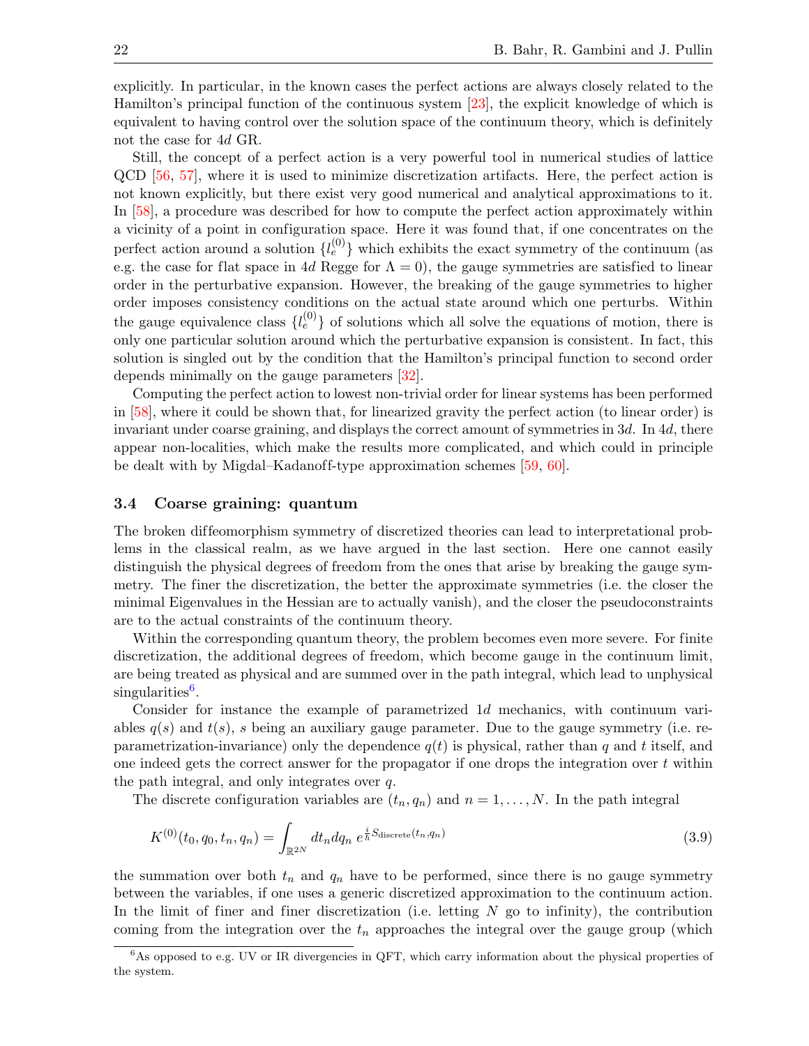explicitly. In particular, in the known cases the perfect actions are always closely related to the Hamilton's principal function of the continuous system [23], the explicit knowledge of which is equivalent to having control over the solution space of the continuum theory, which is definitely not the case for $4d$ GR.

Still, the concept of a perfect action is a very powerful tool in numerical studies of lattice QCD [56, 57], where it is used to minimize discretization artifacts. Here, the perfect action is not known explicitly, but there exist very good numerical and analytical approximations to it. In [58], a procedure was described for how to compute the perfect action approximately within a vicinity of a point in configuration space. Here it was found that, if one concentrates on the perfect action around a solution $\{l_e^{(0)}\}$ which exhibits the exact symmetry of the continuum (as e.g. the case for flat space in $4d$ Regge for $\Lambda = 0$), the gauge symmetries are satisfied to linear order in the perturbative expansion. However, the breaking of the gauge symmetries to higher order imposes consistency conditions on the actual state around which one perturbs. Within the gauge equivalence class $\{l_e^{(0)}\}$ of solutions which all solve the equations of motion, there is only one particular solution around which the perturbative expansion is consistent. In fact, this solution is singled out by the condition that the Hamilton's principal function to second order depends minimally on the gauge parameters [32].

Computing the perfect action to lowest non-trivial order for linear systems has been performed in [58], where it could be shown that, for linearized gravity the perfect action (to linear order) is invariant under coarse graining, and displays the correct amount of symmetries in $3d$. In $4d$, there appear non-localities, which make the results more complicated, and which could in principle be dealt with by Migdal–Kadanoff-type approximation schemes [59, 60].

### 3.4 Coarse graining: quantum

The broken diffeomorphism symmetry of discretized theories can lead to interpretational problems in the classical realm, as we have argued in the last section. Here one cannot easily distinguish the physical degrees of freedom from the ones that arise by breaking the gauge symmetry. The finer the discretization, the better the approximate symmetries (i.e. the closer the minimal Eigenvalues in the Hessian are to actually vanish), and the closer the pseudoconstraints are to the actual constraints of the continuum theory.

Within the corresponding quantum theory, the problem becomes even more severe. For finite discretization, the additional degrees of freedom, which become gauge in the continuum limit, are being treated as physical and are summed over in the path integral, which lead to unphysical singularities[6].

Consider for instance the example of parametrized $1d$ mechanics, with continuum variables $q(s)$ and $t(s)$, $s$ being an auxiliary gauge parameter. Due to the gauge symmetry (i.e. reparametrization-invariance) only the dependence $q(t)$ is physical, rather than $q$ and $t$ itself, and one indeed gets the correct answer for the propagator if one drops the integration over $t$ within the path integral, and only integrates over $q$.

The discrete configuration variables are $(t_n, q_n)$ and $n = 1, \ldots, N$. In the path integral

$$K^{(0)}(t_0, q_0, t_n, q_n) = \int_{\mathbb{R}^{2N}} dt_n dq_n \, e^{\frac{i}{\hbar} S_{\mathrm{discrete}}(t_n, q_n)} \tag{3.9}$$

the summation over both $t_n$ and $q_n$ have to be performed, since there is no gauge symmetry between the variables, if one uses a generic discretized approximation to the continuum action. In the limit of finer and finer discretization (i.e. letting $N$ go to infinity), the contribution coming from the integration over the $t_n$ approaches the integral over the gauge group (which

[6] As opposed to e.g. UV or IR divergencies in QFT, which carry information about the physical properties of the system.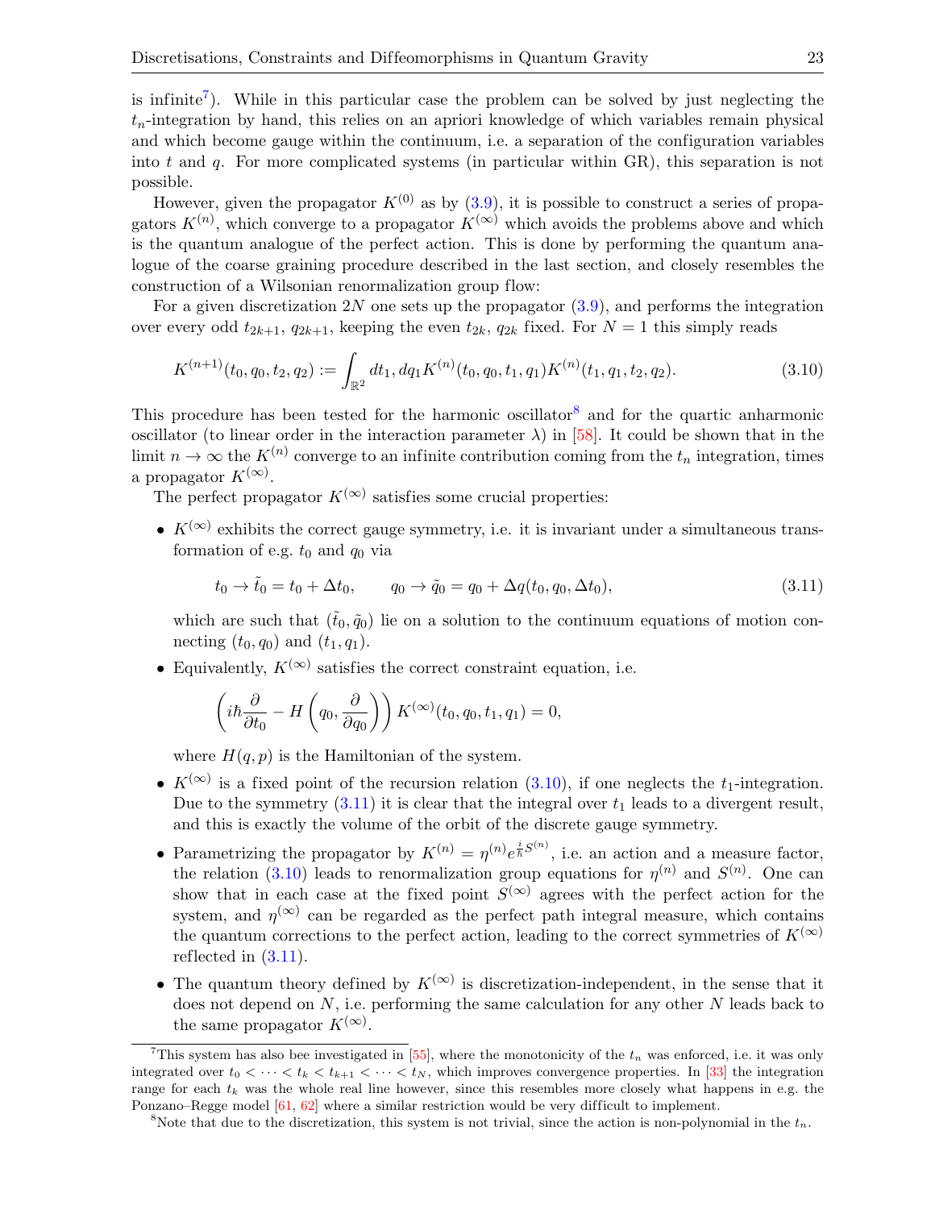is infinite[7]). While in this particular case the problem can be solved by just neglecting the $t_n$-integration by hand, this relies on an apriori knowledge of which variables remain physical and which become gauge within the continuum, i.e. a separation of the configuration variables into $t$ and $q$. For more complicated systems (in particular within GR), this separation is not possible.

However, given the propagator $K^{(0)}$ as by (3.9), it is possible to construct a series of propagators $K^{(n)}$, which converge to a propagator $K^{(\infty)}$ which avoids the problems above and which is the quantum analogue of the perfect action. This is done by performing the quantum analogue of the coarse graining procedure described in the last section, and closely resembles the construction of a Wilsonian renormalization group flow:

For a given discretization $2N$ one sets up the propagator (3.9), and performs the integration over every odd $t_{2k+1}$, $q_{2k+1}$, keeping the even $t_{2k}$, $q_{2k}$ fixed. For $N = 1$ this simply reads

$$K^{(n+1)}(t_0, q_0, t_2, q_2) := \int_{\mathbb{R}^2} dt_1, dq_1 K^{(n)}(t_0, q_0, t_1, q_1) K^{(n)}(t_1, q_1, t_2, q_2). \tag{3.10}$$

This procedure has been tested for the harmonic oscillator[8] and for the quartic anharmonic oscillator (to linear order in the interaction parameter $\lambda$) in [58]. It could be shown that in the limit $n \to \infty$ the $K^{(n)}$ converge to an infinite contribution coming from the $t_n$ integration, times a propagator $K^{(\infty)}$.

The perfect propagator $K^{(\infty)}$ satisfies some crucial properties:

- $K^{(\infty)}$ exhibits the correct gauge symmetry, i.e. it is invariant under a simultaneous transformation of e.g. $t_0$ and $q_0$ via

  $$t_0 \to \tilde{t}_0 = t_0 + \Delta t_0, \qquad q_0 \to \tilde{q}_0 = q_0 + \Delta q(t_0, q_0, \Delta t_0), \tag{3.11}$$

  which are such that $(\tilde{t}_0, \tilde{q}_0)$ lie on a solution to the continuum equations of motion connecting $(t_0, q_0)$ and $(t_1, q_1)$.

- Equivalently, $K^{(\infty)}$ satisfies the correct constraint equation, i.e.

  $$\left( i\hbar \frac{\partial}{\partial t_0} - H\left(q_0, \frac{\partial}{\partial q_0}\right)\right) K^{(\infty)}(t_0, q_0, t_1, q_1) = 0,$$

  where $H(q, p)$ is the Hamiltonian of the system.

- $K^{(\infty)}$ is a fixed point of the recursion relation (3.10), if one neglects the $t_1$-integration. Due to the symmetry (3.11) it is clear that the integral over $t_1$ leads to a divergent result, and this is exactly the volume of the orbit of the discrete gauge symmetry.

- Parametrizing the propagator by $K^{(n)} = \eta^{(n)} e^{\frac{i}{\hbar} S^{(n)}}$, i.e. an action and a measure factor, the relation (3.10) leads to renormalization group equations for $\eta^{(n)}$ and $S^{(n)}$. One can show that in each case at the fixed point $S^{(\infty)}$ agrees with the perfect action for the system, and $\eta^{(\infty)}$ can be regarded as the perfect path integral measure, which contains the quantum corrections to the perfect action, leading to the correct symmetries of $K^{(\infty)}$ reflected in (3.11).

- The quantum theory defined by $K^{(\infty)}$ is discretization-independent, in the sense that it does not depend on $N$, i.e. performing the same calculation for any other $N$ leads back to the same propagator $K^{(\infty)}$.

---

[7] This system has also bee investigated in [55], where the monotonicity of the $t_n$ was enforced, i.e. it was only integrated over $t_0 < \cdots < t_k < t_{k+1} < \cdots < t_N$, which improves convergence properties. In [33] the integration range for each $t_k$ was the whole real line however, since this resembles more closely what happens in e.g. the Ponzano–Regge model [61, 62] where a similar restriction would be very difficult to implement.

[8] Note that due to the discretization, this system is not trivial, since the action is non-polynomial in the $t_n$.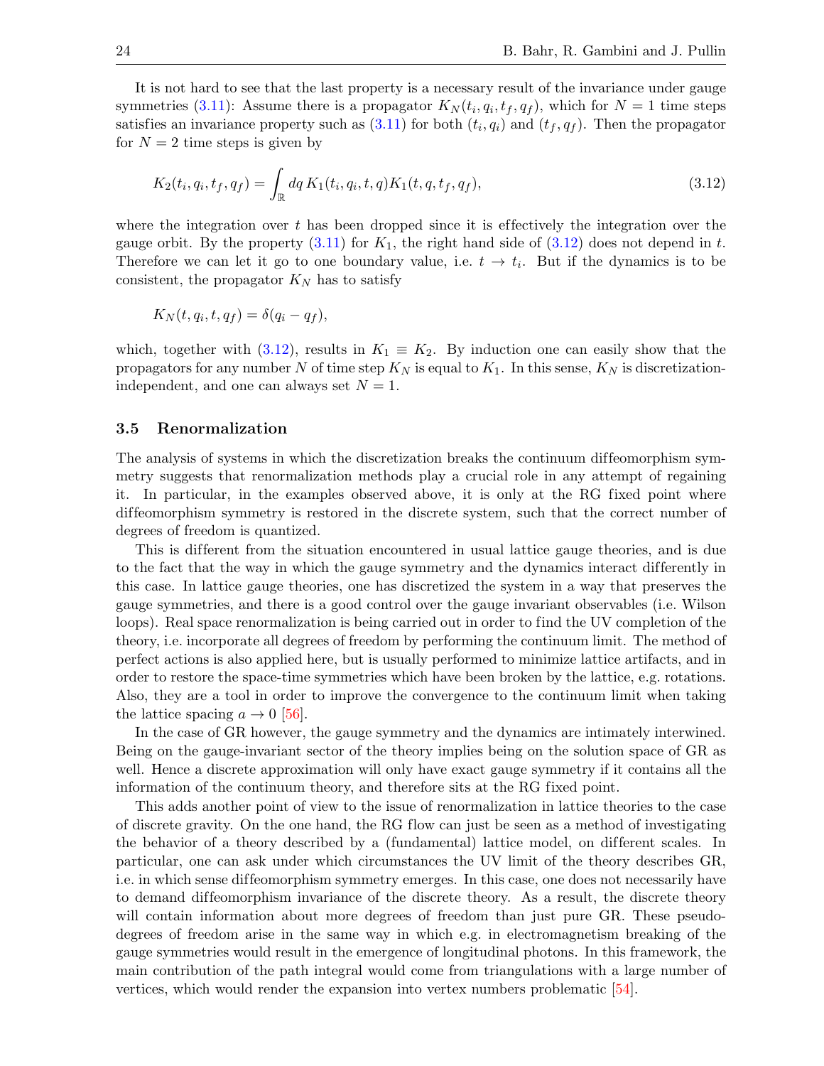It is not hard to see that the last property is a necessary result of the invariance under gauge symmetries (3.11): Assume there is a propagator $K_N(t_i, q_i, t_f, q_f)$, which for $N = 1$ time steps satisfies an invariance property such as (3.11) for both $(t_i, q_i)$ and $(t_f, q_f)$. Then the propagator for $N = 2$ time steps is given by

$$K_2(t_i, q_i, t_f, q_f) = \int_{\mathbb{R}} dq \, K_1(t_i, q_i, t, q) K_1(t, q, t_f, q_f), \tag{3.12}$$

where the integration over $t$ has been dropped since it is effectively the integration over the gauge orbit. By the property (3.11) for $K_1$, the right hand side of (3.12) does not depend in $t$. Therefore we can let it go to one boundary value, i.e. $t \to t_i$. But if the dynamics is to be consistent, the propagator $K_N$ has to satisfy

$$K_N(t, q_i, t, q_f) = \delta(q_i - q_f),$$

which, together with (3.12), results in $K_1 \equiv K_2$. By induction one can easily show that the propagators for any number $N$ of time step $K_N$ is equal to $K_1$. In this sense, $K_N$ is discretization-independent, and one can always set $N = 1$.

### 3.5 Renormalization

The analysis of systems in which the discretization breaks the continuum diffeomorphism symmetry suggests that renormalization methods play a crucial role in any attempt of regaining it. In particular, in the examples observed above, it is only at the RG fixed point where diffeomorphism symmetry is restored in the discrete system, such that the correct number of degrees of freedom is quantized.

This is different from the situation encountered in usual lattice gauge theories, and is due to the fact that the way in which the gauge symmetry and the dynamics interact differently in this case. In lattice gauge theories, one has discretized the system in a way that preserves the gauge symmetries, and there is a good control over the gauge invariant observables (i.e. Wilson loops). Real space renormalization is being carried out in order to find the UV completion of the theory, i.e. incorporate all degrees of freedom by performing the continuum limit. The method of perfect actions is also applied here, but is usually performed to minimize lattice artifacts, and in order to restore the space-time symmetries which have been broken by the lattice, e.g. rotations. Also, they are a tool in order to improve the convergence to the continuum limit when taking the lattice spacing $a \to 0$ [56].

In the case of GR however, the gauge symmetry and the dynamics are intimately interwined. Being on the gauge-invariant sector of the theory implies being on the solution space of GR as well. Hence a discrete approximation will only have exact gauge symmetry if it contains all the information of the continuum theory, and therefore sits at the RG fixed point.

This adds another point of view to the issue of renormalization in lattice theories to the case of discrete gravity. On the one hand, the RG flow can just be seen as a method of investigating the behavior of a theory described by a (fundamental) lattice model, on different scales. In particular, one can ask under which circumstances the UV limit of the theory describes GR, i.e. in which sense diffeomorphism symmetry emerges. In this case, one does not necessarily have to demand diffeomorphism invariance of the discrete theory. As a result, the discrete theory will contain information about more degrees of freedom than just pure GR. These pseudo-degrees of freedom arise in the same way in which e.g. in electromagnetism breaking of the gauge symmetries would result in the emergence of longitudinal photons. In this framework, the main contribution of the path integral would come from triangulations with a large number of vertices, which would render the expansion into vertex numbers problematic [54].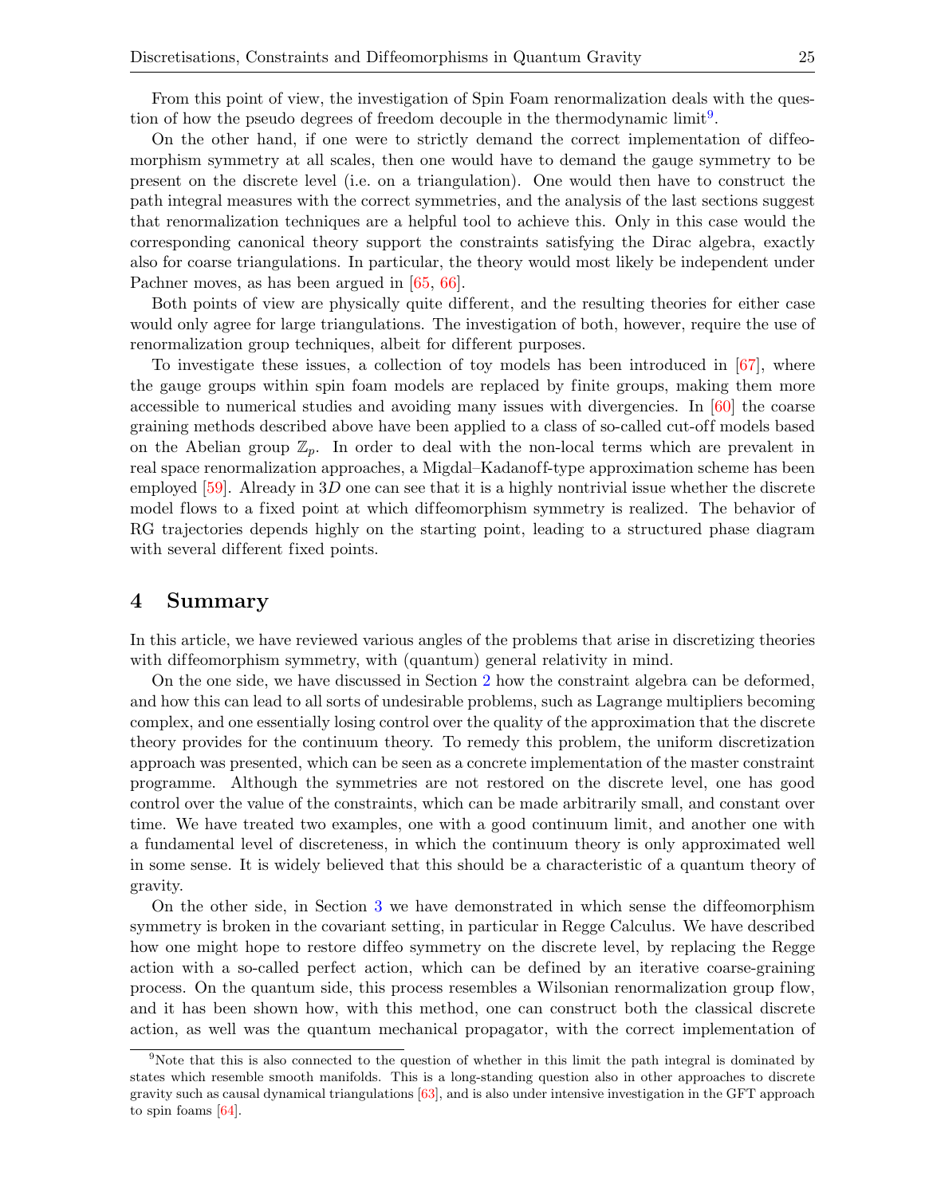From this point of view, the investigation of Spin Foam renormalization deals with the question of how the pseudo degrees of freedom decouple in the thermodynamic limit[9].

On the other hand, if one were to strictly demand the correct implementation of diffeomorphism symmetry at all scales, then one would have to demand the gauge symmetry to be present on the discrete level (i.e. on a triangulation). One would then have to construct the path integral measures with the correct symmetries, and the analysis of the last sections suggest that renormalization techniques are a helpful tool to achieve this. Only in this case would the corresponding canonical theory support the constraints satisfying the Dirac algebra, exactly also for coarse triangulations. In particular, the theory would most likely be independent under Pachner moves, as has been argued in [65, 66].

Both points of view are physically quite different, and the resulting theories for either case would only agree for large triangulations. The investigation of both, however, require the use of renormalization group techniques, albeit for different purposes.

To investigate these issues, a collection of toy models has been introduced in [67], where the gauge groups within spin foam models are replaced by finite groups, making them more accessible to numerical studies and avoiding many issues with divergencies. In [60] the coarse graining methods described above have been applied to a class of so-called cut-off models based on the Abelian group $\mathbb{Z}_p$. In order to deal with the non-local terms which are prevalent in real space renormalization approaches, a Migdal–Kadanoff-type approximation scheme has been employed [59]. Already in $3D$ one can see that it is a highly nontrivial issue whether the discrete model flows to a fixed point at which diffeomorphism symmetry is realized. The behavior of RG trajectories depends highly on the starting point, leading to a structured phase diagram with several different fixed points.

# 4 Summary

In this article, we have reviewed various angles of the problems that arise in discretizing theories with diffeomorphism symmetry, with (quantum) general relativity in mind.

On the one side, we have discussed in Section 2 how the constraint algebra can be deformed, and how this can lead to all sorts of undesirable problems, such as Lagrange multipliers becoming complex, and one essentially losing control over the quality of the approximation that the discrete theory provides for the continuum theory. To remedy this problem, the uniform discretization approach was presented, which can be seen as a concrete implementation of the master constraint programme. Although the symmetries are not restored on the discrete level, one has good control over the value of the constraints, which can be made arbitrarily small, and constant over time. We have treated two examples, one with a good continuum limit, and another one with a fundamental level of discreteness, in which the continuum theory is only approximated well in some sense. It is widely believed that this should be a characteristic of a quantum theory of gravity.

On the other side, in Section 3 we have demonstrated in which sense the diffeomorphism symmetry is broken in the covariant setting, in particular in Regge Calculus. We have described how one might hope to restore diffeo symmetry on the discrete level, by replacing the Regge action with a so-called perfect action, which can be defined by an iterative coarse-graining process. On the quantum side, this process resembles a Wilsonian renormalization group flow, and it has been shown how, with this method, one can construct both the classical discrete action, as well was the quantum mechanical propagator, with the correct implementation of

[9] Note that this is also connected to the question of whether in this limit the path integral is dominated by states which resemble smooth manifolds. This is a long-standing question also in other approaches to quantum gravity such as causal dynamical triangulations [63], and is also under intensive investigation in the GFT approach to spin foams [64].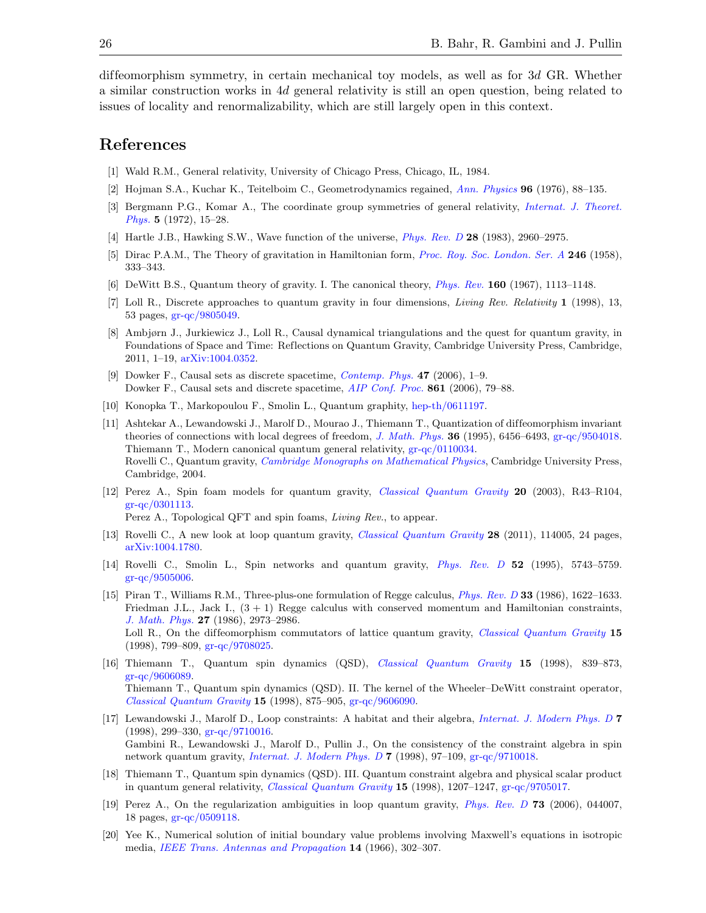diffeomorphism symmetry, in certain mechanical toy models, as well as for 3*d* GR. Whether a similar construction works in 4*d* general relativity is still an open question, being related to issues of locality and renormalizability, which are still largely open in this context.

## References

[1] Wald R.M., General relativity, University of Chicago Press, Chicago, IL, 1984.

[2] Hojman S.A., Kuchar K., Teitelboim C., Geometrodynamics regained, *Ann. Physics* **96** (1976), 88–135.

[3] Bergmann P.G., Komar A., The coordinate group symmetries of general relativity, *Internat. J. Theoret. Phys.* **5** (1972), 15–28.

[4] Hartle J.B., Hawking S.W., Wave function of the universe, *Phys. Rev. D* **28** (1983), 2960–2975.

[5] Dirac P.A.M., The Theory of gravitation in Hamiltonian form, *Proc. Roy. Soc. London. Ser. A* **246** (1958), 333–343.

[6] DeWitt B.S., Quantum theory of gravity. I. The canonical theory, *Phys. Rev.* **160** (1967), 1113–1148.

[7] Loll R., Discrete approaches to quantum gravity in four dimensions, *Living Rev. Relativity* **1** (1998), 13, 53 pages, gr-qc/9805049.

[8] Ambjørn J., Jurkiewicz J., Loll R., Causal dynamical triangulations and the quest for quantum gravity, in Foundations of Space and Time: Reflections on Quantum Gravity, Cambridge University Press, Cambridge, 2011, 1–19, arXiv:1004.0352.

[9] Dowker F., Causal sets as discrete spacetime, *Contemp. Phys.* **47** (2006), 1–9.
Dowker F., Causal sets and discrete spacetime, *AIP Conf. Proc.* **861** (2006), 79–88.

[10] Konopka T., Markopoulou F., Smolin L., Quantum graphity, hep-th/0611197.

[11] Ashtekar A., Lewandowski J., Marolf D., Mourao J., Thiemann T., Quantization of diffeomorphism invariant theories of connections with local degrees of freedom, *J. Math. Phys.* **36** (1995), 6456–6493, gr-qc/9504018.
Thiemann T., Modern canonical quantum general relativity, gr-qc/0110034.
Rovelli C., Quantum gravity, *Cambridge Monographs on Mathematical Physics*, Cambridge University Press, Cambridge, 2004.

[12] Perez A., Spin foam models for quantum gravity, *Classical Quantum Gravity* **20** (2003), R43–R104, gr-qc/0301113.
Perez A., Topological QFT and spin foams, *Living Rev.*, to appear.

[13] Rovelli C., A new look at loop quantum gravity, *Classical Quantum Gravity* **28** (2011), 114005, 24 pages, arXiv:1004.1780.

[14] Rovelli C., Smolin L., Spin networks and quantum gravity, *Phys. Rev. D* **52** (1995), 5743–5759. gr-qc/9505006.

[15] Piran T., Williams R.M., Three-plus-one formulation of Regge calculus, *Phys. Rev. D* **33** (1986), 1622–1633.
Friedman J.L., Jack I., $(3+1)$ Regge calculus with conserved momentum and Hamiltonian constraints, *J. Math. Phys.* **27** (1986), 2973–2986.
Loll R., On the diffeomorphism commutators of lattice quantum gravity, *Classical Quantum Gravity* **15** (1998), 799–809, gr-qc/9708025.

[16] Thiemann T., Quantum spin dynamics (QSD), *Classical Quantum Gravity* **15** (1998), 839–873, gr-qc/9606089.
Thiemann T., Quantum spin dynamics (QSD). II. The kernel of the Wheeler–DeWitt constraint operator, *Classical Quantum Gravity* **15** (1998), 875–905, gr-qc/9606090.

[17] Lewandowski J., Marolf D., Loop constraints: A habitat and their algebra, *Internat. J. Modern Phys. D* **7** (1998), 299–330, gr-qc/9710016.
Gambini R., Lewandowski J., Marolf D., Pullin J., On the consistency of the constraint algebra in spin network quantum gravity, *Internat. J. Modern Phys. D* **7** (1998), 97–109, gr-qc/9710018.

[18] Thiemann T., Quantum spin dynamics (QSD). III. Quantum constraint algebra and physical scalar product in quantum general relativity, *Classical Quantum Gravity* **15** (1998), 1207–1247, gr-qc/9705017.

[19] Perez A., On the regularization ambiguities in loop quantum gravity, *Phys. Rev. D* **73** (2006), 044007, 18 pages, gr-qc/0509118.

[20] Yee K., Numerical solution of initial boundary value problems involving Maxwell's equations in isotropic media, *IEEE Trans. Antennas and Propagation* **14** (1966), 302–307.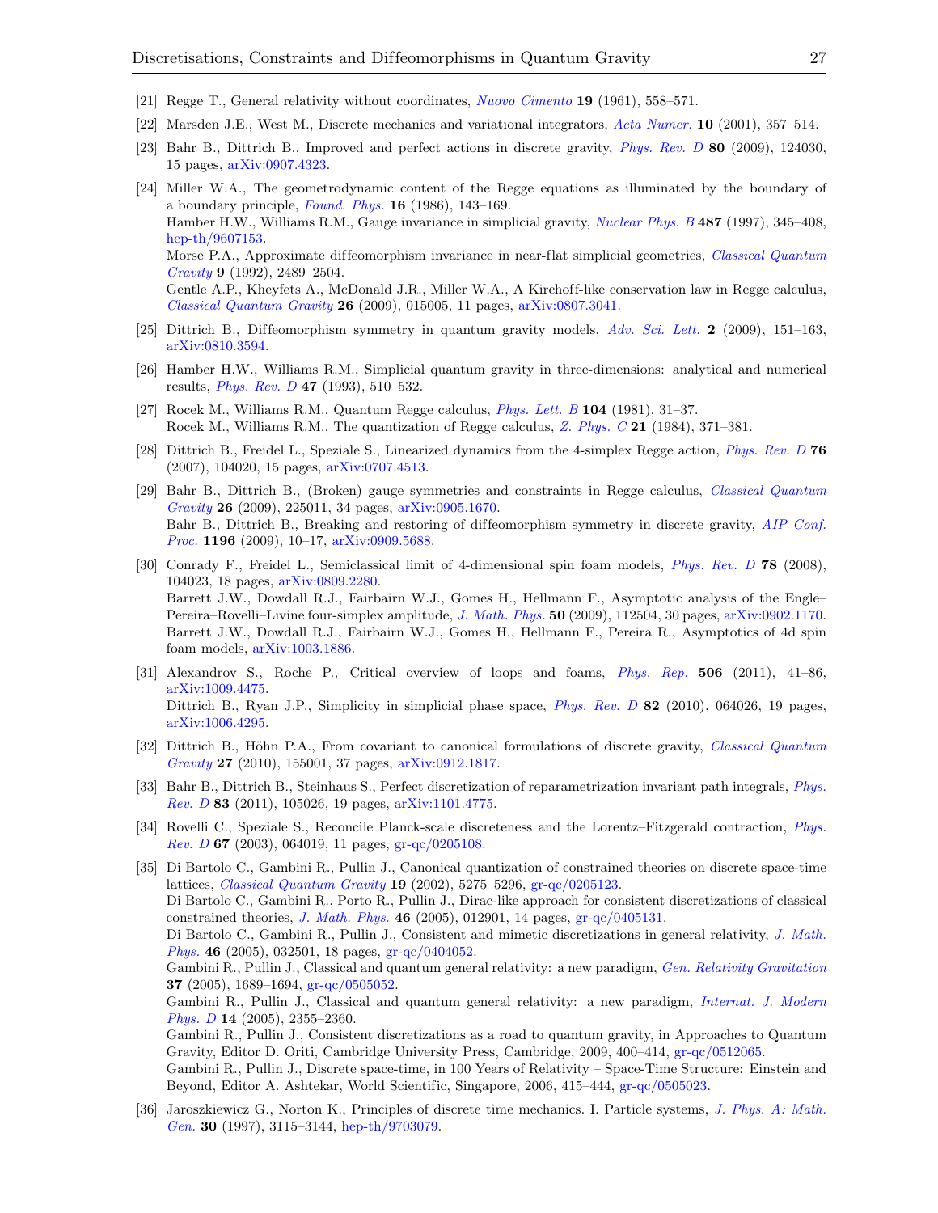[21] Regge T., General relativity without coordinates, *Nuovo Cimento* **19** (1961), 558–571.

[22] Marsden J.E., West M., Discrete mechanics and variational integrators, *Acta Numer.* **10** (2001), 357–514.

[23] Bahr B., Dittrich B., Improved and perfect actions in discrete gravity, *Phys. Rev. D* **80** (2009), 124030, 15 pages, arXiv:0907.4323.

[24] Miller W.A., The geometrodynamic content of the Regge equations as illuminated by the boundary of a boundary principle, *Found. Phys.* **16** (1986), 143–169.
Hamber H.W., Williams R.M., Gauge invariance in simplicial gravity, *Nuclear Phys. B* **487** (1997), 345–408, hep-th/9607153.
Morse P.A., Approximate diffeomorphism invariance in near-flat simplicial geometries, *Classical Quantum Gravity* **9** (1992), 2489–2504.
Gentle A.P., Kheyfets A., McDonald J.R., Miller W.A., A Kirchoff-like conservation law in Regge calculus, *Classical Quantum Gravity* **26** (2009), 015005, 11 pages, arXiv:0807.3041.

[25] Dittrich B., Diffeomorphism symmetry in quantum gravity models, *Adv. Sci. Lett.* **2** (2009), 151–163, arXiv:0810.3594.

[26] Hamber H.W., Williams R.M., Simplicial quantum gravity in three-dimensions: analytical and numerical results, *Phys. Rev. D* **47** (1993), 510–532.

[27] Rocek M., Williams R.M., Quantum Regge calculus, *Phys. Lett. B* **104** (1981), 31–37.
Rocek M., Williams R.M., The quantization of Regge calculus, *Z. Phys. C* **21** (1984), 371–381.

[28] Dittrich B., Freidel L., Speziale S., Linearized dynamics from the 4-simplex Regge action, *Phys. Rev. D* **76** (2007), 104020, 15 pages, arXiv:0707.4513.

[29] Bahr B., Dittrich B., (Broken) gauge symmetries and constraints in Regge calculus, *Classical Quantum Gravity* **26** (2009), 225011, 34 pages, arXiv:0905.1670.
Bahr B., Dittrich B., Breaking and restoring of diffeomorphism symmetry in discrete gravity, *AIP Conf. Proc.* **1196** (2009), 10–17, arXiv:0909.5688.

[30] Conrady F., Freidel L., Semiclassical limit of 4-dimensional spin foam models, *Phys. Rev. D* **78** (2008), 104023, 18 pages, arXiv:0809.2280.
Barrett J.W., Dowdall R.J., Fairbairn W.J., Gomes H., Hellmann F., Asymptotic analysis of the Engle–Pereira–Rovelli–Livine four-simplex amplitude, *J. Math. Phys.* **50** (2009), 112504, 30 pages, arXiv:0902.1170.
Barrett J.W., Dowdall R.J., Fairbairn W.J., Gomes H., Hellmann F., Pereira R., Asymptotics of 4d spin foam models, arXiv:1003.1886.

[31] Alexandrov S., Roche P., Critical overview of loops and foams, *Phys. Rep.* **506** (2011), 41–86, arXiv:1009.4475.
Dittrich B., Ryan J.P., Simplicity in simplicial phase space, *Phys. Rev. D* **82** (2010), 064026, 19 pages, arXiv:1006.4295.

[32] Dittrich B., Höhn P.A., From covariant to canonical formulations of discrete gravity, *Classical Quantum Gravity* **27** (2010), 155001, 37 pages, arXiv:0912.1817.

[33] Bahr B., Dittrich B., Steinhaus S., Perfect discretization of reparametrization invariant path integrals, *Phys. Rev. D* **83** (2011), 105026, 19 pages, arXiv:1101.4775.

[34] Rovelli C., Speziale S., Reconcile Planck-scale discreteness and the Lorentz–Fitzgerald contraction, *Phys. Rev. D* **67** (2003), 064019, 11 pages, gr-qc/0205108.

[35] Di Bartolo C., Gambini R., Pullin J., Canonical quantization of constrained theories on discrete space-time lattices, *Classical Quantum Gravity* **19** (2002), 5275–5296, gr-qc/0205123.
Di Bartolo C., Gambini R., Porto R., Pullin J., Dirac-like approach for consistent discretizations of classical constrained theories, *J. Math. Phys.* **46** (2005), 012901, 14 pages, gr-qc/0405131.
Di Bartolo C., Gambini R., Pullin J., Consistent and mimetic discretizations in general relativity, *J. Math. Phys.* **46** (2005), 032501, 18 pages, gr-qc/0404052.
Gambini R., Pullin J., Classical and quantum general relativity: a new paradigm, *Gen. Relativity Gravitation* **37** (2005), 1689–1694, gr-qc/0505052.
Gambini R., Pullin J., Classical and quantum general relativity: a new paradigm, *Internat. J. Modern Phys. D* **14** (2005), 2355–2360.
Gambini R., Pullin J., Consistent discretizations as a road to quantum gravity, in Approaches to Quantum Gravity, Editor D. Oriti, Cambridge University Press, Cambridge, 2009, 400–414, gr-qc/0512065.
Gambini R., Pullin J., Discrete space-time, in 100 Years of Relativity – Space-Time Structure: Einstein and Beyond, Editor A. Ashtekar, World Scientific, Singapore, 2006, 415–444, gr-qc/0505023.

[36] Jaroszkiewicz G., Norton K., Principles of discrete time mechanics. I. Particle systems, *J. Phys. A: Math. Gen.* **30** (1997), 3115–3144, hep-th/9703079.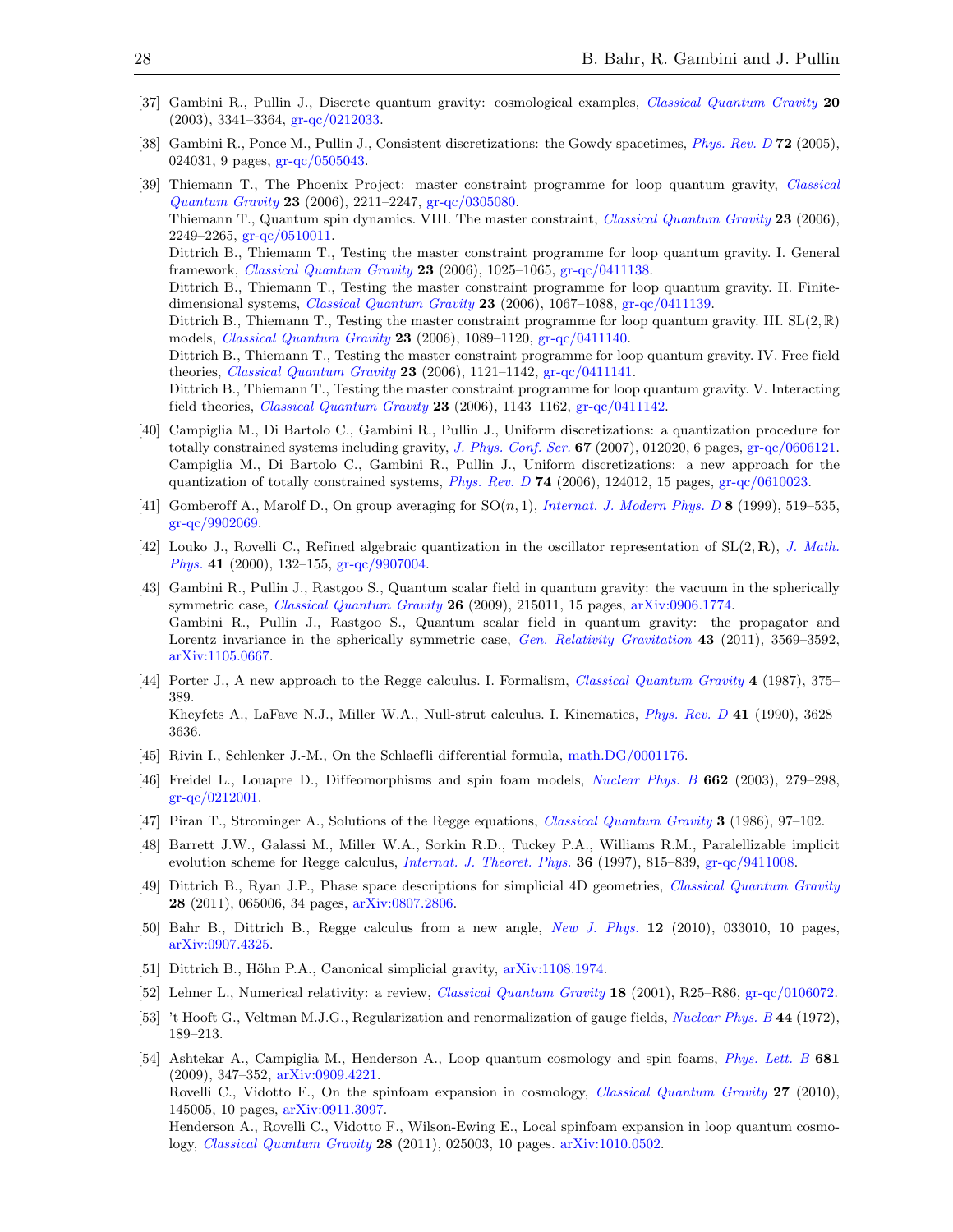[37] Gambini R., Pullin J., Discrete quantum gravity: cosmological examples, *Classical Quantum Gravity* **20** (2003), 3341–3364, gr-qc/0212033.

[38] Gambini R., Ponce M., Pullin J., Consistent discretizations: the Gowdy spacetimes, *Phys. Rev. D* **72** (2005), 024031, 9 pages, gr-qc/0505043.

[39] Thiemann T., The Phoenix Project: master constraint programme for loop quantum gravity, *Classical Quantum Gravity* **23** (2006), 2211–2247, gr-qc/0305080.
Thiemann T., Quantum spin dynamics. VIII. The master constraint, *Classical Quantum Gravity* **23** (2006), 2249–2265, gr-qc/0510011.
Dittrich B., Thiemann T., Testing the master constraint programme for loop quantum gravity. I. General framework, *Classical Quantum Gravity* **23** (2006), 1025–1065, gr-qc/0411138.
Dittrich B., Thiemann T., Testing the master constraint programme for loop quantum gravity. II. Finite-dimensional systems, *Classical Quantum Gravity* **23** (2006), 1067–1088, gr-qc/0411139.
Dittrich B., Thiemann T., Testing the master constraint programme for loop quantum gravity. III. $\mathrm{SL}(2,\mathbb{R})$ models, *Classical Quantum Gravity* **23** (2006), 1089–1120, gr-qc/0411140.
Dittrich B., Thiemann T., Testing the master constraint programme for loop quantum gravity. IV. Free field theories, *Classical Quantum Gravity* **23** (2006), 1121–1142, gr-qc/0411141.
Dittrich B., Thiemann T., Testing the master constraint programme for loop quantum gravity. V. Interacting field theories, *Classical Quantum Gravity* **23** (2006), 1143–1162, gr-qc/0411142.

[40] Campiglia M., Di Bartolo C., Gambini R., Pullin J., Uniform discretizations: a quantization procedure for totally constrained systems including gravity, *J. Phys. Conf. Ser.* **67** (2007), 012020, 6 pages, gr-qc/0606121.
Campiglia M., Di Bartolo C., Gambini R., Pullin J., Uniform discretizations: a new approach for the quantization of totally constrained systems, *Phys. Rev. D* **74** (2006), 124012, 15 pages, gr-qc/0610023.

[41] Gomberoff A., Marolf D., On group averaging for $\mathrm{SO}(n,1)$, *Internat. J. Modern Phys. D* **8** (1999), 519–535, gr-qc/9902069.

[42] Louko J., Rovelli C., Refined algebraic quantization in the oscillator representation of $\mathrm{SL}(2,\mathbf{R})$, *J. Math. Phys.* **41** (2000), 132–155, gr-qc/9907004.

[43] Gambini R., Pullin J., Rastgoo S., Quantum scalar field in quantum gravity: the vacuum in the spherically symmetric case, *Classical Quantum Gravity* **26** (2009), 215011, 15 pages, arXiv:0906.1774.
Gambini R., Pullin J., Rastgoo S., Quantum scalar field in quantum gravity: the propagator and Lorentz invariance in the spherically symmetric case, *Gen. Relativity Gravitation* **43** (2011), 3569–3592, arXiv:1105.0667.

[44] Porter J., A new approach to the Regge calculus. I. Formalism, *Classical Quantum Gravity* **4** (1987), 375–389.
Kheyfets A., LaFave N.J., Miller W.A., Null-strut calculus. I. Kinematics, *Phys. Rev. D* **41** (1990), 3628–3636.

[45] Rivin I., Schlenker J.-M., On the Schlaefli differential formula, math.DG/0001176.

[46] Freidel L., Louapre D., Diffeomorphisms and spin foam models, *Nuclear Phys. B* **662** (2003), 279–298, gr-qc/0212001.

[47] Piran T., Strominger A., Solutions of the Regge equations, *Classical Quantum Gravity* **3** (1986), 97–102.

[48] Barrett J.W., Galassi M., Miller W.A., Sorkin R.D., Tuckey P.A., Williams R.M., Paralellizable implicit evolution scheme for Regge calculus, *Internat. J. Theoret. Phys.* **36** (1997), 815–839, gr-qc/9411008.

[49] Dittrich B., Ryan J.P., Phase space descriptions for simplicial 4D geometries, *Classical Quantum Gravity* **28** (2011), 065006, 34 pages, arXiv:0807.2806.

[50] Bahr B., Dittrich B., Regge calculus from a new angle, *New J. Phys.* **12** (2010), 033010, 10 pages, arXiv:0907.4325.

[51] Dittrich B., Höhn P.A., Canonical simplicial gravity, arXiv:1108.1974.

[52] Lehner L., Numerical relativity: a review, *Classical Quantum Gravity* **18** (2001), R25–R86, gr-qc/0106072.

[53] 't Hooft G., Veltman M.J.G., Regularization and renormalization of gauge fields, *Nuclear Phys. B* **44** (1972), 189–213.

[54] Ashtekar A., Campiglia M., Henderson A., Loop quantum cosmology and spin foams, *Phys. Lett. B* **681** (2009), 347–352, arXiv:0909.4221.
Rovelli C., Vidotto F., On the spinfoam expansion in cosmology, *Classical Quantum Gravity* **27** (2010), 145005, 10 pages, arXiv:0911.3097.
Henderson A., Rovelli C., Vidotto F., Wilson-Ewing E., Local spinfoam expansion in loop quantum cosmology, *Classical Quantum Gravity* **28** (2011), 025003, 10 pages. arXiv:1010.0502.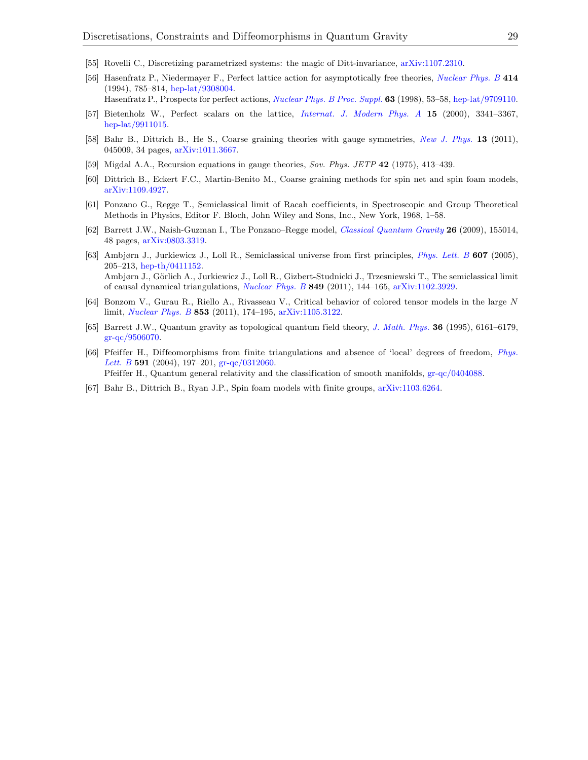[55] Rovelli C., Discretizing parametrized systems: the magic of Ditt-invariance, arXiv:1107.2310.

[56] Hasenfratz P., Niedermayer F., Perfect lattice action for asymptotically free theories, *Nuclear Phys. B* **414** (1994), 785–814, hep-lat/9308004.
Hasenfratz P., Prospects for perfect actions, *Nuclear Phys. B Proc. Suppl.* **63** (1998), 53–58, hep-lat/9709110.

[57] Bietenholz W., Perfect scalars on the lattice, *Internat. J. Modern Phys. A* **15** (2000), 3341–3367, hep-lat/9911015.

[58] Bahr B., Dittrich B., He S., Coarse graining theories with gauge symmetries, *New J. Phys.* **13** (2011), 045009, 34 pages, arXiv:1011.3667.

[59] Migdal A.A., Recursion equations in gauge theories, *Sov. Phys. JETP* **42** (1975), 413–439.

[60] Dittrich B., Eckert F.C., Martin-Benito M., Coarse graining methods for spin net and spin foam models, arXiv:1109.4927.

[61] Ponzano G., Regge T., Semiclassical limit of Racah coefficients, in Spectroscopic and Group Theoretical Methods in Physics, Editor F. Bloch, John Wiley and Sons, Inc., New York, 1968, 1–58.

[62] Barrett J.W., Naish-Guzman I., The Ponzano–Regge model, *Classical Quantum Gravity* **26** (2009), 155014, 48 pages, arXiv:0803.3319.

[63] Ambjørn J., Jurkiewicz J., Loll R., Semiclassical universe from first principles, *Phys. Lett. B* **607** (2005), 205–213, hep-th/0411152.
Ambjørn J., Görlich A., Jurkiewicz J., Loll R., Gizbert-Studnicki J., Trzesniewski T., The semiclassical limit of causal dynamical triangulations, *Nuclear Phys. B* **849** (2011), 144–165, arXiv:1102.3929.

[64] Bonzom V., Gurau R., Riello A., Rivasseau V., Critical behavior of colored tensor models in the large $N$ limit, *Nuclear Phys. B* **853** (2011), 174–195, arXiv:1105.3122.

[65] Barrett J.W., Quantum gravity as topological quantum field theory, *J. Math. Phys.* **36** (1995), 6161–6179, gr-qc/9506070.

[66] Pfeiffer H., Diffeomorphisms from finite triangulations and absence of 'local' degrees of freedom, *Phys. Lett. B* **591** (2004), 197–201, gr-qc/0312060.
Pfeiffer H., Quantum general relativity and the classification of smooth manifolds, gr-qc/0404088.

[67] Bahr B., Dittrich B., Ryan J.P., Spin foam models with finite groups, arXiv:1103.6264.